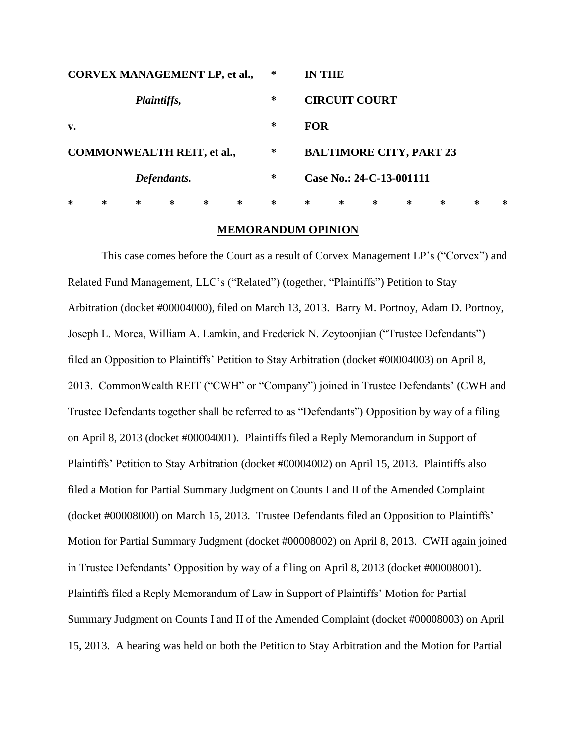| | | |
|---|---|---|
| **CORVEX MANAGEMENT LP, et al.,** | * | **IN THE** |
| ***Plaintiffs,*** | * | **CIRCUIT COURT** |
| **v.** | * | **FOR** |
| **COMMONWEALTH REIT, et al.,** | * | **BALTIMORE CITY, PART 23** |
| ***Defendants.*** | * | **Case No.: 24-C-13-001111** |

\* \* \* \* \* \* \* \* \* \* \* \* \* \*

**MEMORANDUM OPINION**

This case comes before the Court as a result of Corvex Management LP's ("Corvex") and Related Fund Management, LLC's ("Related") (together, "Plaintiffs") Petition to Stay Arbitration (docket #00004000), filed on March 13, 2013. Barry M. Portnoy, Adam D. Portnoy, Joseph L. Morea, William A. Lamkin, and Frederick N. Zeytoonjian ("Trustee Defendants") filed an Opposition to Plaintiffs' Petition to Stay Arbitration (docket #00004003) on April 8, 2013. CommonWealth REIT ("CWH" or "Company") joined in Trustee Defendants' (CWH and Trustee Defendants together shall be referred to as "Defendants") Opposition by way of a filing on April 8, 2013 (docket #00004001). Plaintiffs filed a Reply Memorandum in Support of Plaintiffs' Petition to Stay Arbitration (docket #00004002) on April 15, 2013. Plaintiffs also filed a Motion for Partial Summary Judgment on Counts I and II of the Amended Complaint (docket #00008000) on March 15, 2013. Trustee Defendants filed an Opposition to Plaintiffs' Motion for Partial Summary Judgment (docket #00008002) on April 8, 2013. CWH again joined in Trustee Defendants' Opposition by way of a filing on April 8, 2013 (docket #00008001). Plaintiffs filed a Reply Memorandum of Law in Support of Plaintiffs' Motion for Partial Summary Judgment on Counts I and II of the Amended Complaint (docket #00008003) on April 15, 2013. A hearing was held on both the Petition to Stay Arbitration and the Motion for Partial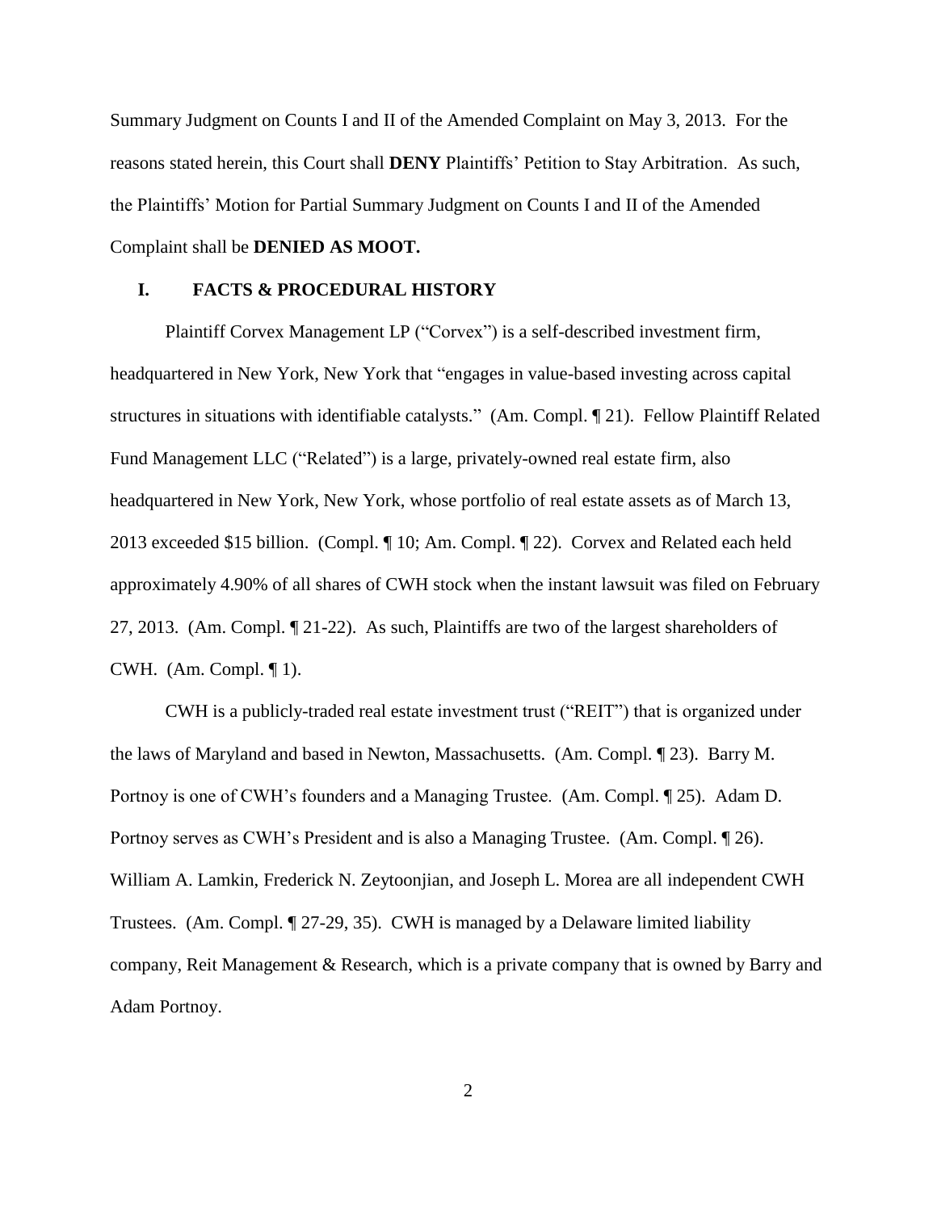Summary Judgment on Counts I and II of the Amended Complaint on May 3, 2013. For the reasons stated herein, this Court shall **DENY** Plaintiffs' Petition to Stay Arbitration. As such, the Plaintiffs' Motion for Partial Summary Judgment on Counts I and II of the Amended Complaint shall be **DENIED AS MOOT.**

## I. FACTS & PROCEDURAL HISTORY

Plaintiff Corvex Management LP ("Corvex") is a self-described investment firm, headquartered in New York, New York that "engages in value-based investing across capital structures in situations with identifiable catalysts." (Am. Compl. ¶ 21). Fellow Plaintiff Related Fund Management LLC ("Related") is a large, privately-owned real estate firm, also headquartered in New York, New York, whose portfolio of real estate assets as of March 13, 2013 exceeded $15 billion. (Compl. ¶ 10; Am. Compl. ¶ 22). Corvex and Related each held approximately 4.90% of all shares of CWH stock when the instant lawsuit was filed on February 27, 2013. (Am. Compl. ¶ 21-22). As such, Plaintiffs are two of the largest shareholders of CWH. (Am. Compl. ¶ 1).

CWH is a publicly-traded real estate investment trust ("REIT") that is organized under the laws of Maryland and based in Newton, Massachusetts. (Am. Compl. ¶ 23). Barry M. Portnoy is one of CWH's founders and a Managing Trustee. (Am. Compl. ¶ 25). Adam D. Portnoy serves as CWH's President and is also a Managing Trustee. (Am. Compl. ¶ 26). William A. Lamkin, Frederick N. Zeytoonjian, and Joseph L. Morea are all independent CWH Trustees. (Am. Compl. ¶ 27-29, 35). CWH is managed by a Delaware limited liability company, Reit Management & Research, which is a private company that is owned by Barry and Adam Portnoy.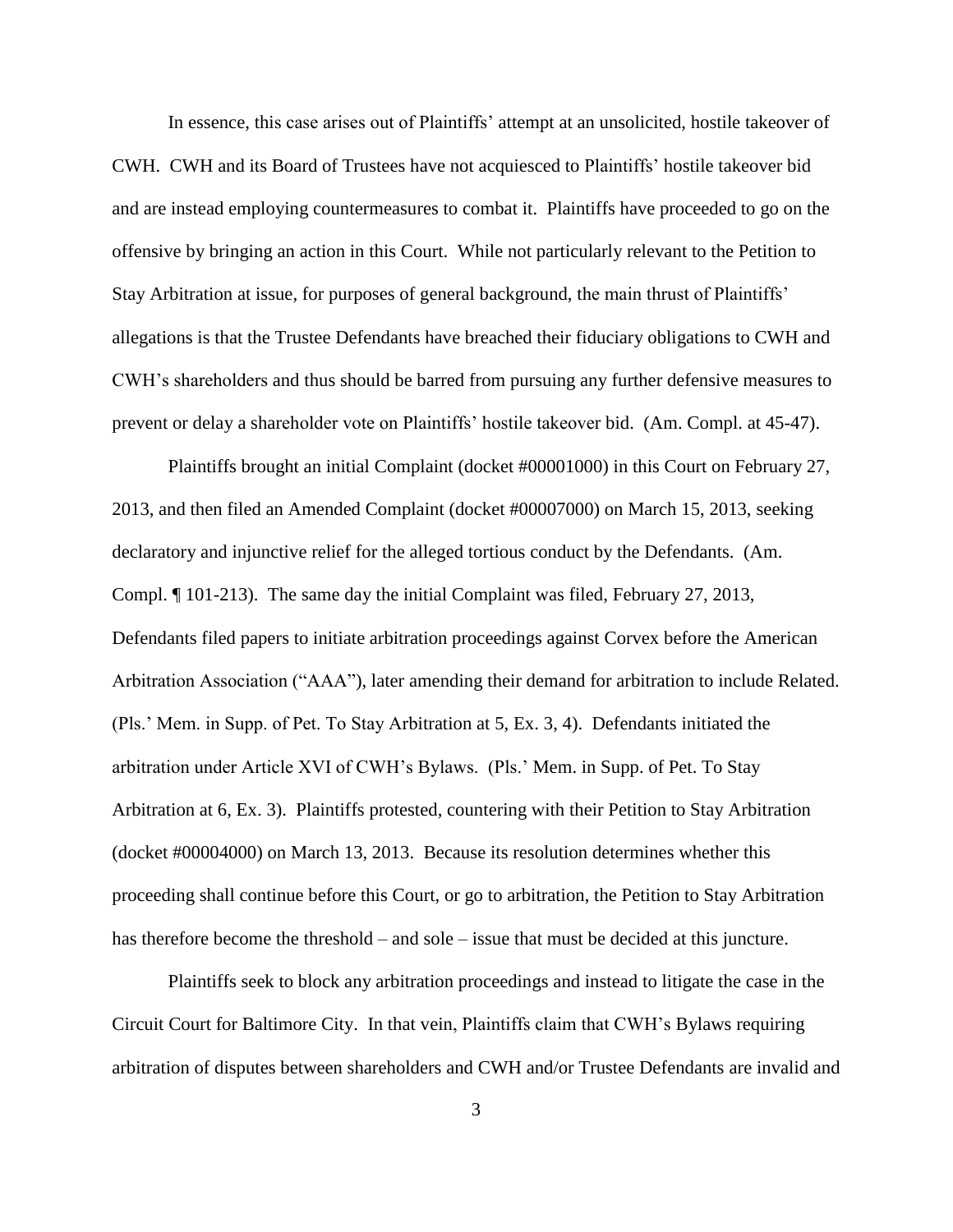In essence, this case arises out of Plaintiffs' attempt at an unsolicited, hostile takeover of CWH. CWH and its Board of Trustees have not acquiesced to Plaintiffs' hostile takeover bid and are instead employing countermeasures to combat it. Plaintiffs have proceeded to go on the offensive by bringing an action in this Court. While not particularly relevant to the Petition to Stay Arbitration at issue, for purposes of general background, the main thrust of Plaintiffs' allegations is that the Trustee Defendants have breached their fiduciary obligations to CWH and CWH's shareholders and thus should be barred from pursuing any further defensive measures to prevent or delay a shareholder vote on Plaintiffs' hostile takeover bid. (Am. Compl. at 45-47).

Plaintiffs brought an initial Complaint (docket #00001000) in this Court on February 27, 2013, and then filed an Amended Complaint (docket #00007000) on March 15, 2013, seeking declaratory and injunctive relief for the alleged tortious conduct by the Defendants. (Am. Compl. ¶ 101-213). The same day the initial Complaint was filed, February 27, 2013, Defendants filed papers to initiate arbitration proceedings against Corvex before the American Arbitration Association ("AAA"), later amending their demand for arbitration to include Related. (Pls.' Mem. in Supp. of Pet. To Stay Arbitration at 5, Ex. 3, 4). Defendants initiated the arbitration under Article XVI of CWH's Bylaws. (Pls.' Mem. in Supp. of Pet. To Stay Arbitration at 6, Ex. 3). Plaintiffs protested, countering with their Petition to Stay Arbitration (docket #00004000) on March 13, 2013. Because its resolution determines whether this proceeding shall continue before this Court, or go to arbitration, the Petition to Stay Arbitration has therefore become the threshold – and sole – issue that must be decided at this juncture.

Plaintiffs seek to block any arbitration proceedings and instead to litigate the case in the Circuit Court for Baltimore City. In that vein, Plaintiffs claim that CWH's Bylaws requiring arbitration of disputes between shareholders and CWH and/or Trustee Defendants are invalid and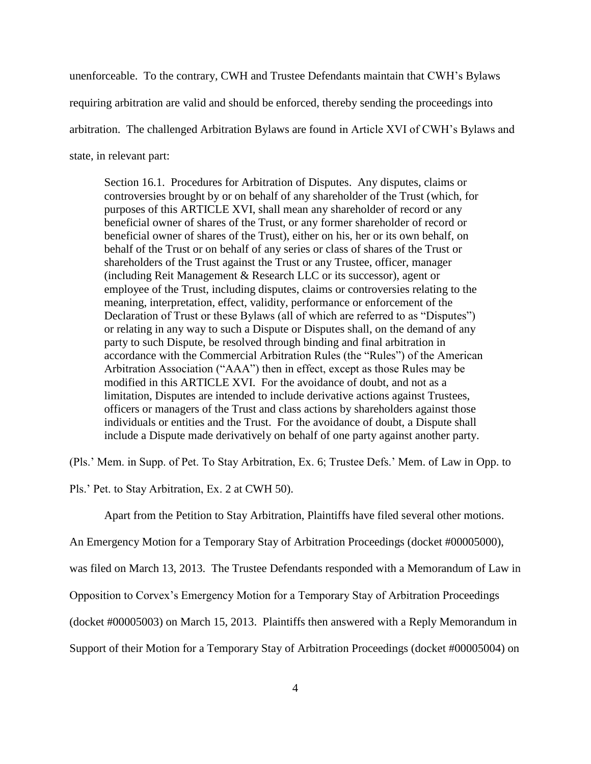unenforceable. To the contrary, CWH and Trustee Defendants maintain that CWH's Bylaws requiring arbitration are valid and should be enforced, thereby sending the proceedings into arbitration. The challenged Arbitration Bylaws are found in Article XVI of CWH's Bylaws and state, in relevant part:

> Section 16.1. Procedures for Arbitration of Disputes. Any disputes, claims or controversies brought by or on behalf of any shareholder of the Trust (which, for purposes of this ARTICLE XVI, shall mean any shareholder of record or any beneficial owner of shares of the Trust, or any former shareholder of record or beneficial owner of shares of the Trust), either on his, her or its own behalf, on behalf of the Trust or on behalf of any series or class of shares of the Trust or shareholders of the Trust against the Trust or any Trustee, officer, manager (including Reit Management & Research LLC or its successor), agent or employee of the Trust, including disputes, claims or controversies relating to the meaning, interpretation, effect, validity, performance or enforcement of the Declaration of Trust or these Bylaws (all of which are referred to as "Disputes") or relating in any way to such a Dispute or Disputes shall, on the demand of any party to such Dispute, be resolved through binding and final arbitration in accordance with the Commercial Arbitration Rules (the "Rules") of the American Arbitration Association ("AAA") then in effect, except as those Rules may be modified in this ARTICLE XVI. For the avoidance of doubt, and not as a limitation, Disputes are intended to include derivative actions against Trustees, officers or managers of the Trust and class actions by shareholders against those individuals or entities and the Trust. For the avoidance of doubt, a Dispute shall include a Dispute made derivatively on behalf of one party against another party.

(Pls.' Mem. in Supp. of Pet. To Stay Arbitration, Ex. 6; Trustee Defs.' Mem. of Law in Opp. to Pls.' Pet. to Stay Arbitration, Ex. 2 at CWH 50).

Apart from the Petition to Stay Arbitration, Plaintiffs have filed several other motions. An Emergency Motion for a Temporary Stay of Arbitration Proceedings (docket #00005000), was filed on March 13, 2013. The Trustee Defendants responded with a Memorandum of Law in Opposition to Corvex's Emergency Motion for a Temporary Stay of Arbitration Proceedings (docket #00005003) on March 15, 2013. Plaintiffs then answered with a Reply Memorandum in Support of their Motion for a Temporary Stay of Arbitration Proceedings (docket #00005004) on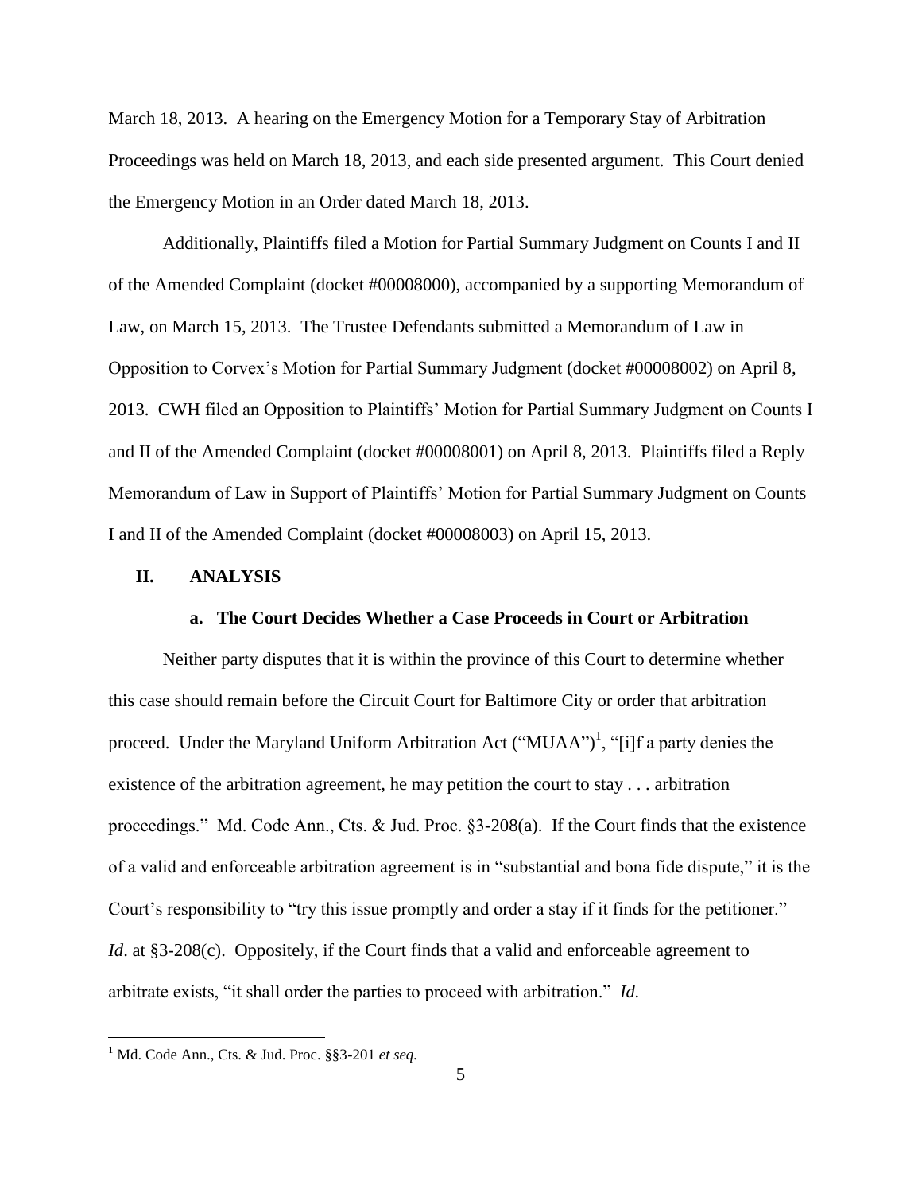March 18, 2013. A hearing on the Emergency Motion for a Temporary Stay of Arbitration Proceedings was held on March 18, 2013, and each side presented argument. This Court denied the Emergency Motion in an Order dated March 18, 2013.

Additionally, Plaintiffs filed a Motion for Partial Summary Judgment on Counts I and II of the Amended Complaint (docket #00008000), accompanied by a supporting Memorandum of Law, on March 15, 2013. The Trustee Defendants submitted a Memorandum of Law in Opposition to Corvex's Motion for Partial Summary Judgment (docket #00008002) on April 8, 2013. CWH filed an Opposition to Plaintiffs' Motion for Partial Summary Judgment on Counts I and II of the Amended Complaint (docket #00008001) on April 8, 2013. Plaintiffs filed a Reply Memorandum of Law in Support of Plaintiffs' Motion for Partial Summary Judgment on Counts I and II of the Amended Complaint (docket #00008003) on April 15, 2013.

## II. ANALYSIS

### a. The Court Decides Whether a Case Proceeds in Court or Arbitration

Neither party disputes that it is within the province of this Court to determine whether this case should remain before the Circuit Court for Baltimore City or order that arbitration proceed. Under the Maryland Uniform Arbitration Act ("MUAA")[1], "[i]f a party denies the existence of the arbitration agreement, he may petition the court to stay . . . arbitration proceedings." Md. Code Ann., Cts. & Jud. Proc. §3-208(a). If the Court finds that the existence of a valid and enforceable arbitration agreement is in "substantial and bona fide dispute," it is the Court's responsibility to "try this issue promptly and order a stay if it finds for the petitioner." *Id*. at §3-208(c). Oppositely, if the Court finds that a valid and enforceable agreement to arbitrate exists, "it shall order the parties to proceed with arbitration." *Id.*

[1] Md. Code Ann., Cts. & Jud. Proc. §§3-201 *et seq.*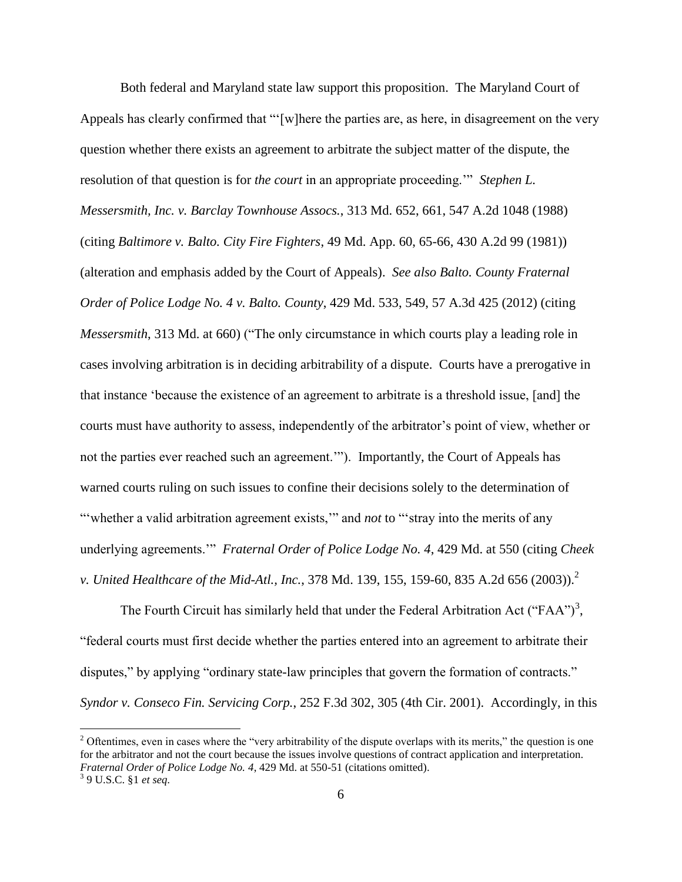Both federal and Maryland state law support this proposition. The Maryland Court of Appeals has clearly confirmed that "'[w]here the parties are, as here, in disagreement on the very question whether there exists an agreement to arbitrate the subject matter of the dispute, the resolution of that question is for *the court* in an appropriate proceeding.'" *Stephen L. Messersmith, Inc. v. Barclay Townhouse Assocs.*, 313 Md. 652, 661, 547 A.2d 1048 (1988) (citing *Baltimore v. Balto. City Fire Fighters*, 49 Md. App. 60, 65-66, 430 A.2d 99 (1981)) (alteration and emphasis added by the Court of Appeals). *See also Balto. County Fraternal Order of Police Lodge No. 4 v. Balto. County*, 429 Md. 533, 549, 57 A.3d 425 (2012) (citing *Messersmith*, 313 Md. at 660) ("The only circumstance in which courts play a leading role in cases involving arbitration is in deciding arbitrability of a dispute. Courts have a prerogative in that instance 'because the existence of an agreement to arbitrate is a threshold issue, [and] the courts must have authority to assess, independently of the arbitrator's point of view, whether or not the parties ever reached such an agreement.'"). Importantly, the Court of Appeals has warned courts ruling on such issues to confine their decisions solely to the determination of "'whether a valid arbitration agreement exists,'" and *not* to "'stray into the merits of any underlying agreements.'" *Fraternal Order of Police Lodge No. 4*, 429 Md. at 550 (citing *Cheek v. United Healthcare of the Mid-Atl., Inc.*, 378 Md. 139, 155, 159-60, 835 A.2d 656 (2003)).[2]

The Fourth Circuit has similarly held that under the Federal Arbitration Act ("FAA")[3], "federal courts must first decide whether the parties entered into an agreement to arbitrate their disputes," by applying "ordinary state-law principles that govern the formation of contracts." *Syndor v. Conseco Fin. Servicing Corp.*, 252 F.3d 302, 305 (4th Cir. 2001). Accordingly, in this

---

[2] Oftentimes, even in cases where the "very arbitrability of the dispute overlaps with its merits," the question is one for the arbitrator and not the court because the issues involve questions of contract application and interpretation. *Fraternal Order of Police Lodge No. 4*, 429 Md. at 550-51 (citations omitted).

[3] 9 U.S.C. §1 *et seq.*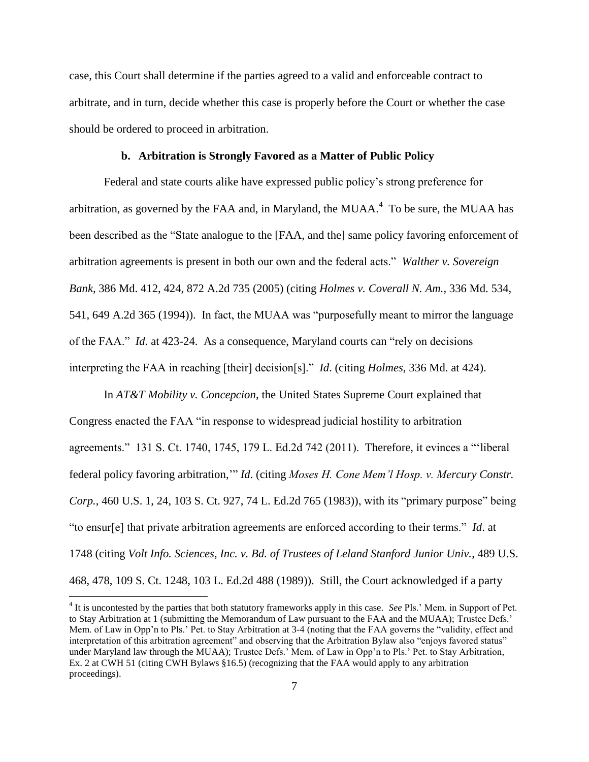case, this Court shall determine if the parties agreed to a valid and enforceable contract to arbitrate, and in turn, decide whether this case is properly before the Court or whether the case should be ordered to proceed in arbitration.

### b. Arbitration is Strongly Favored as a Matter of Public Policy

Federal and state courts alike have expressed public policy's strong preference for arbitration, as governed by the FAA and, in Maryland, the MUAA.[4] To be sure, the MUAA has been described as the "State analogue to the [FAA, and the] same policy favoring enforcement of arbitration agreements is present in both our own and the federal acts." *Walther v. Sovereign Bank*, 386 Md. 412, 424, 872 A.2d 735 (2005) (citing *Holmes v. Coverall N. Am.*, 336 Md. 534, 541, 649 A.2d 365 (1994)). In fact, the MUAA was "purposefully meant to mirror the language of the FAA." *Id*. at 423-24. As a consequence, Maryland courts can "rely on decisions interpreting the FAA in reaching [their] decision[s]." *Id*. (citing *Holmes*, 336 Md. at 424).

In *AT&T Mobility v. Concepcion*, the United States Supreme Court explained that Congress enacted the FAA "in response to widespread judicial hostility to arbitration agreements." 131 S. Ct. 1740, 1745, 179 L. Ed.2d 742 (2011). Therefore, it evinces a "'liberal federal policy favoring arbitration,'" *Id*. (citing *Moses H. Cone Mem'l Hosp. v. Mercury Constr. Corp.*, 460 U.S. 1, 24, 103 S. Ct. 927, 74 L. Ed.2d 765 (1983)), with its "primary purpose" being "to ensur[e] that private arbitration agreements are enforced according to their terms." *Id*. at 1748 (citing *Volt Info. Sciences, Inc. v. Bd. of Trustees of Leland Stanford Junior Univ.*, 489 U.S. 468, 478, 109 S. Ct. 1248, 103 L. Ed.2d 488 (1989)). Still, the Court acknowledged if a party

---

[4] It is uncontested by the parties that both statutory frameworks apply in this case. *See* Pls.' Mem. in Support of Pet. to Stay Arbitration at 1 (submitting the Memorandum of Law pursuant to the FAA and the MUAA); Trustee Defs.' Mem. of Law in Opp'n to Pls.' Pet. to Stay Arbitration at 3-4 (noting that the FAA governs the "validity, effect and interpretation of this arbitration agreement" and observing that the Arbitration Bylaw also "enjoys favored status" under Maryland law through the MUAA); Trustee Defs.' Mem. of Law in Opp'n to Pls.' Pet. to Stay Arbitration, Ex. 2 at CWH 51 (citing CWH Bylaws §16.5) (recognizing that the FAA would apply to any arbitration proceedings).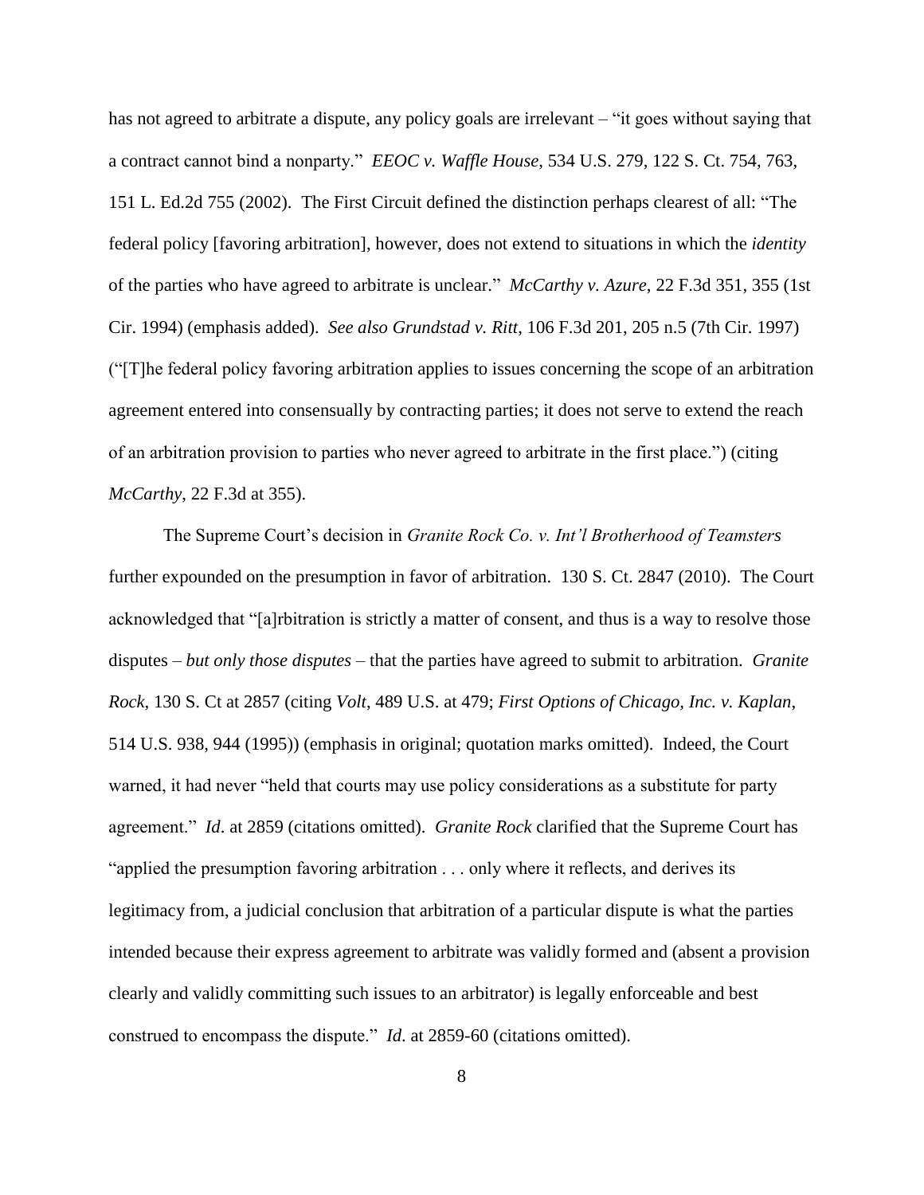has not agreed to arbitrate a dispute, any policy goals are irrelevant – "it goes without saying that a contract cannot bind a nonparty." *EEOC v. Waffle House*, 534 U.S. 279, 122 S. Ct. 754, 763, 151 L. Ed.2d 755 (2002). The First Circuit defined the distinction perhaps clearest of all: "The federal policy [favoring arbitration], however, does not extend to situations in which the *identity* of the parties who have agreed to arbitrate is unclear." *McCarthy v. Azure*, 22 F.3d 351, 355 (1st Cir. 1994) (emphasis added). *See also Grundstad v. Ritt*, 106 F.3d 201, 205 n.5 (7th Cir. 1997) ("[T]he federal policy favoring arbitration applies to issues concerning the scope of an arbitration agreement entered into consensually by contracting parties; it does not serve to extend the reach of an arbitration provision to parties who never agreed to arbitrate in the first place.") (citing *McCarthy*, 22 F.3d at 355).

The Supreme Court's decision in *Granite Rock Co. v. Int'l Brotherhood of Teamsters* further expounded on the presumption in favor of arbitration. 130 S. Ct. 2847 (2010). The Court acknowledged that "[a]rbitration is strictly a matter of consent, and thus is a way to resolve those disputes – *but only those disputes* – that the parties have agreed to submit to arbitration. *Granite Rock*, 130 S. Ct at 2857 (citing *Volt*, 489 U.S. at 479; *First Options of Chicago, Inc. v. Kaplan*, 514 U.S. 938, 944 (1995)) (emphasis in original; quotation marks omitted). Indeed, the Court warned, it had never "held that courts may use policy considerations as a substitute for party agreement." *Id*. at 2859 (citations omitted). *Granite Rock* clarified that the Supreme Court has "applied the presumption favoring arbitration . . . only where it reflects, and derives its legitimacy from, a judicial conclusion that arbitration of a particular dispute is what the parties intended because their express agreement to arbitrate was validly formed and (absent a provision clearly and validly committing such issues to an arbitrator) is legally enforceable and best construed to encompass the dispute." *Id*. at 2859-60 (citations omitted).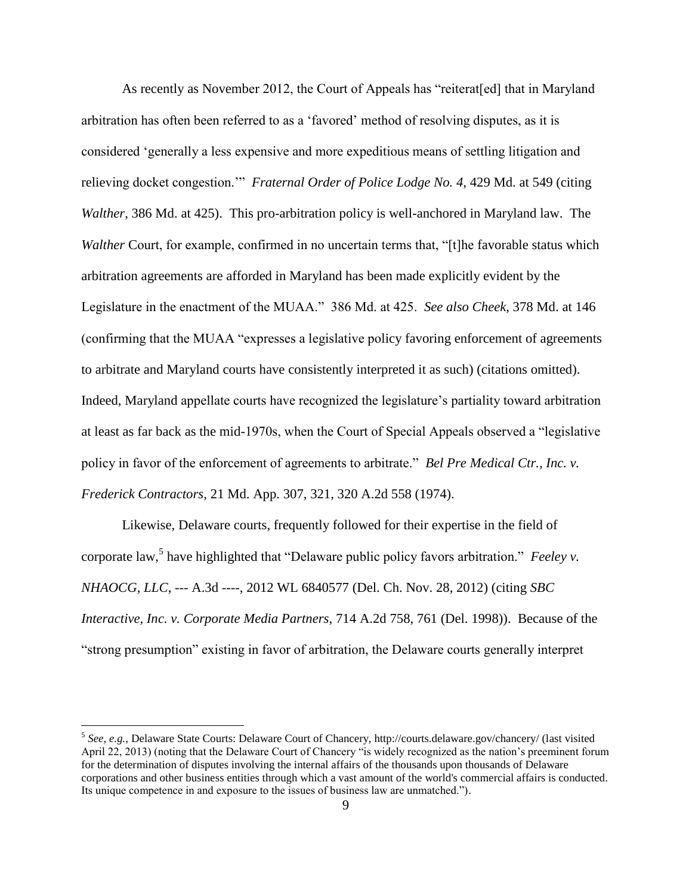As recently as November 2012, the Court of Appeals has "reiterat[ed] that in Maryland arbitration has often been referred to as a 'favored' method of resolving disputes, as it is considered 'generally a less expensive and more expeditious means of settling litigation and relieving docket congestion.'" *Fraternal Order of Police Lodge No. 4*, 429 Md. at 549 (citing *Walther*, 386 Md. at 425). This pro-arbitration policy is well-anchored in Maryland law. The *Walther* Court, for example, confirmed in no uncertain terms that, "[t]he favorable status which arbitration agreements are afforded in Maryland has been made explicitly evident by the Legislature in the enactment of the MUAA." 386 Md. at 425. *See also Cheek*, 378 Md. at 146 (confirming that the MUAA "expresses a legislative policy favoring enforcement of agreements to arbitrate and Maryland courts have consistently interpreted it as such) (citations omitted). Indeed, Maryland appellate courts have recognized the legislature's partiality toward arbitration at least as far back as the mid-1970s, when the Court of Special Appeals observed a "legislative policy in favor of the enforcement of agreements to arbitrate." *Bel Pre Medical Ctr., Inc. v. Frederick Contractors*, 21 Md. App. 307, 321, 320 A.2d 558 (1974).

Likewise, Delaware courts, frequently followed for their expertise in the field of corporate law,[5] have highlighted that "Delaware public policy favors arbitration." *Feeley v. NHAOCG, LLC*, --- A.3d ----, 2012 WL 6840577 (Del. Ch. Nov. 28, 2012) (citing *SBC Interactive, Inc. v. Corporate Media Partners*, 714 A.2d 758, 761 (Del. 1998)). Because of the "strong presumption" existing in favor of arbitration, the Delaware courts generally interpret

[5] *See, e.g.*, Delaware State Courts: Delaware Court of Chancery, http://courts.delaware.gov/chancery/ (last visited April 22, 2013) (noting that the Delaware Court of Chancery "is widely recognized as the nation's preeminent forum for the determination of disputes involving the internal affairs of the thousands upon thousands of Delaware corporations and other business entities through which a vast amount of the world's commercial affairs is conducted. Its unique competence in and exposure to the issues of business law are unmatched.").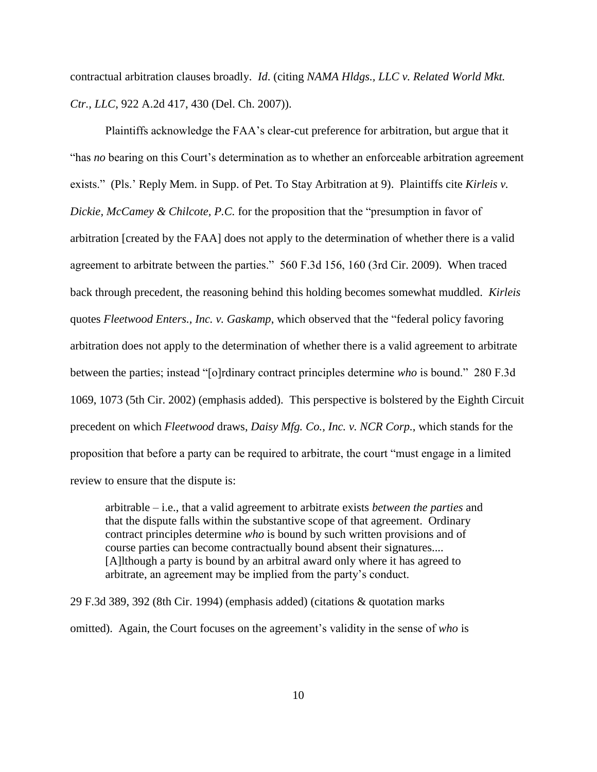contractual arbitration clauses broadly. *Id.* (citing *NAMA Hldgs., LLC v. Related World Mkt. Ctr., LLC*, 922 A.2d 417, 430 (Del. Ch. 2007)).

Plaintiffs acknowledge the FAA's clear-cut preference for arbitration, but argue that it "has *no* bearing on this Court's determination as to whether an enforceable arbitration agreement exists." (Pls.' Reply Mem. in Supp. of Pet. To Stay Arbitration at 9). Plaintiffs cite *Kirleis v. Dickie, McCamey & Chilcote, P.C.* for the proposition that the "presumption in favor of arbitration [created by the FAA] does not apply to the determination of whether there is a valid agreement to arbitrate between the parties." 560 F.3d 156, 160 (3rd Cir. 2009). When traced back through precedent, the reasoning behind this holding becomes somewhat muddled. *Kirleis* quotes *Fleetwood Enters., Inc. v. Gaskamp*, which observed that the "federal policy favoring arbitration does not apply to the determination of whether there is a valid agreement to arbitrate between the parties; instead "[o]rdinary contract principles determine *who* is bound." 280 F.3d 1069, 1073 (5th Cir. 2002) (emphasis added). This perspective is bolstered by the Eighth Circuit precedent on which *Fleetwood* draws, *Daisy Mfg. Co., Inc. v. NCR Corp.*, which stands for the proposition that before a party can be required to arbitrate, the court "must engage in a limited review to ensure that the dispute is:

> arbitrable – i.e., that a valid agreement to arbitrate exists *between the parties* and that the dispute falls within the substantive scope of that agreement. Ordinary contract principles determine *who* is bound by such written provisions and of course parties can become contractually bound absent their signatures.... [A]lthough a party is bound by an arbitral award only where it has agreed to arbitrate, an agreement may be implied from the party's conduct.

29 F.3d 389, 392 (8th Cir. 1994) (emphasis added) (citations & quotation marks omitted). Again, the Court focuses on the agreement's validity in the sense of *who* is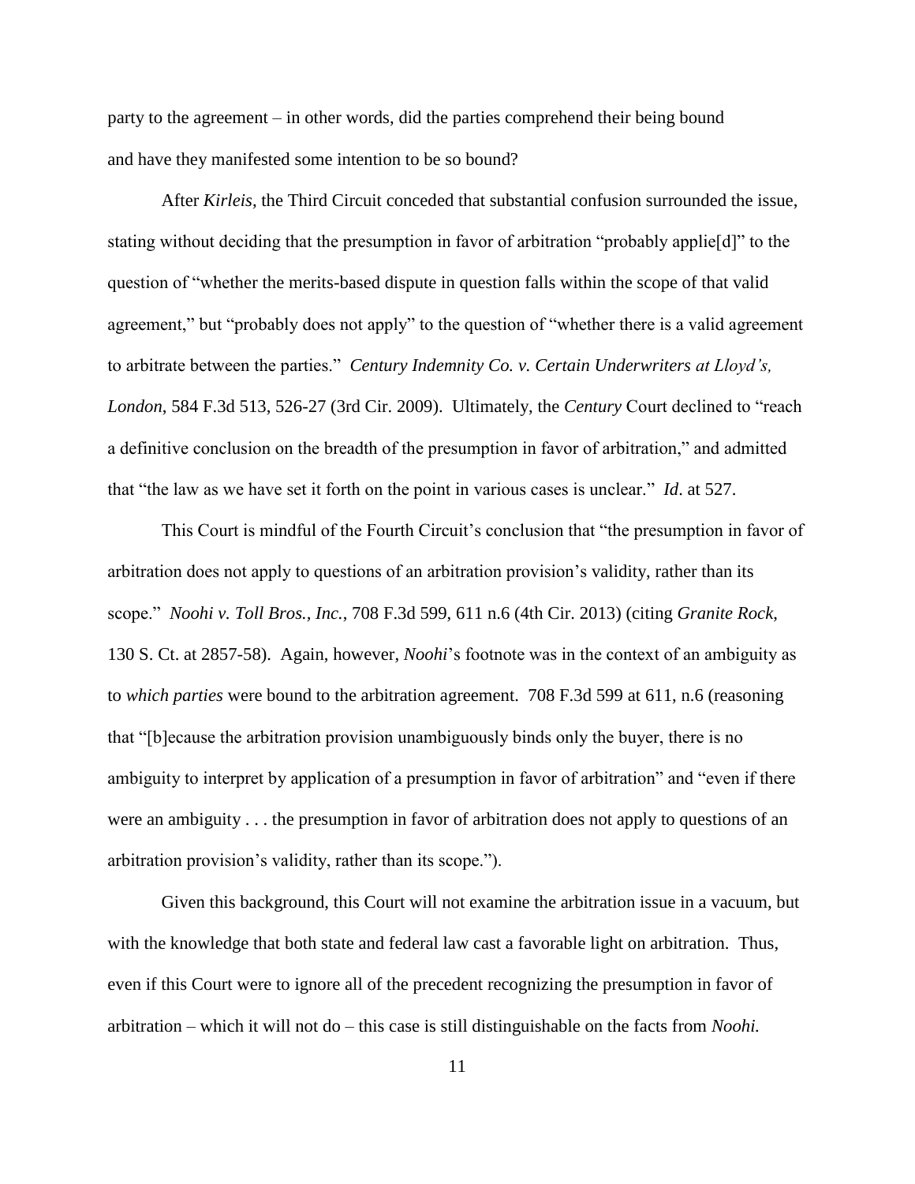party to the agreement – in other words, did the parties comprehend their being bound and have they manifested some intention to be so bound?

After *Kirleis*, the Third Circuit conceded that substantial confusion surrounded the issue, stating without deciding that the presumption in favor of arbitration "probably applie[d]" to the question of "whether the merits-based dispute in question falls within the scope of that valid agreement," but "probably does not apply" to the question of "whether there is a valid agreement to arbitrate between the parties." *Century Indemnity Co. v. Certain Underwriters at Lloyd's, London*, 584 F.3d 513, 526-27 (3rd Cir. 2009). Ultimately, the *Century* Court declined to "reach a definitive conclusion on the breadth of the presumption in favor of arbitration," and admitted that "the law as we have set it forth on the point in various cases is unclear." *Id*. at 527.

This Court is mindful of the Fourth Circuit's conclusion that "the presumption in favor of arbitration does not apply to questions of an arbitration provision's validity, rather than its scope." *Noohi v. Toll Bros., Inc.*, 708 F.3d 599, 611 n.6 (4th Cir. 2013) (citing *Granite Rock*, 130 S. Ct. at 2857-58). Again, however, *Noohi*'s footnote was in the context of an ambiguity as to *which parties* were bound to the arbitration agreement. 708 F.3d 599 at 611, n.6 (reasoning that "[b]ecause the arbitration provision unambiguously binds only the buyer, there is no ambiguity to interpret by application of a presumption in favor of arbitration" and "even if there were an ambiguity . . . the presumption in favor of arbitration does not apply to questions of an arbitration provision's validity, rather than its scope.").

Given this background, this Court will not examine the arbitration issue in a vacuum, but with the knowledge that both state and federal law cast a favorable light on arbitration. Thus, even if this Court were to ignore all of the precedent recognizing the presumption in favor of arbitration – which it will not do – this case is still distinguishable on the facts from *Noohi.*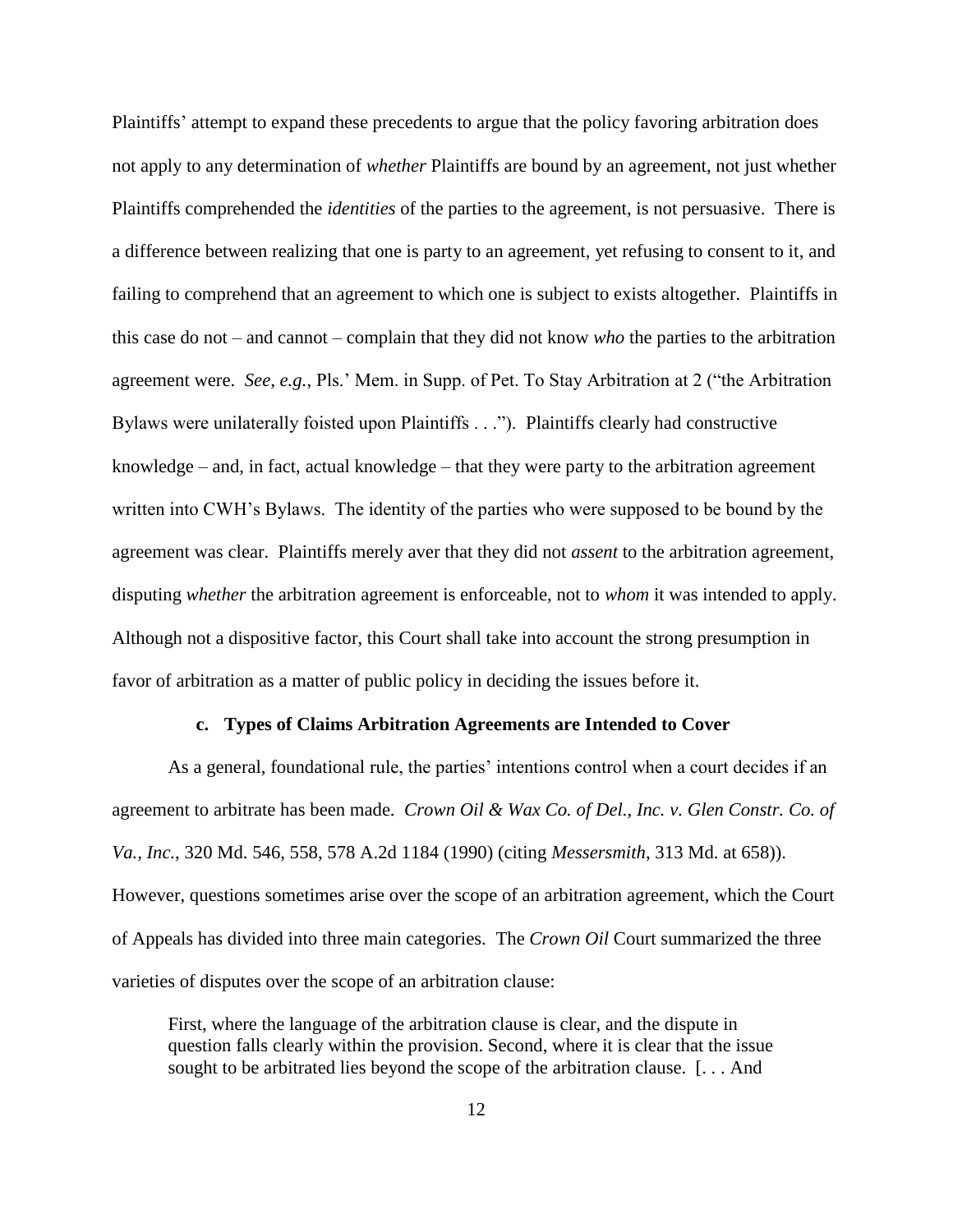Plaintiffs' attempt to expand these precedents to argue that the policy favoring arbitration does not apply to any determination of *whether* Plaintiffs are bound by an agreement, not just whether Plaintiffs comprehended the *identities* of the parties to the agreement, is not persuasive. There is a difference between realizing that one is party to an agreement, yet refusing to consent to it, and failing to comprehend that an agreement to which one is subject to exists altogether. Plaintiffs in this case do not – and cannot – complain that they did not know *who* the parties to the arbitration agreement were. *See, e.g.*, Pls.' Mem. in Supp. of Pet. To Stay Arbitration at 2 ("the Arbitration Bylaws were unilaterally foisted upon Plaintiffs . . ."). Plaintiffs clearly had constructive knowledge – and, in fact, actual knowledge – that they were party to the arbitration agreement written into CWH's Bylaws. The identity of the parties who were supposed to be bound by the agreement was clear. Plaintiffs merely aver that they did not *assent* to the arbitration agreement, disputing *whether* the arbitration agreement is enforceable, not to *whom* it was intended to apply. Although not a dispositive factor, this Court shall take into account the strong presumption in favor of arbitration as a matter of public policy in deciding the issues before it.

#### c. Types of Claims Arbitration Agreements are Intended to Cover

As a general, foundational rule, the parties' intentions control when a court decides if an agreement to arbitrate has been made. *Crown Oil & Wax Co. of Del., Inc. v. Glen Constr. Co. of Va., Inc.*, 320 Md. 546, 558, 578 A.2d 1184 (1990) (citing *Messersmith*, 313 Md. at 658)). However, questions sometimes arise over the scope of an arbitration agreement, which the Court of Appeals has divided into three main categories. The *Crown Oil* Court summarized the three varieties of disputes over the scope of an arbitration clause:

> First, where the language of the arbitration clause is clear, and the dispute in question falls clearly within the provision. Second, where it is clear that the issue sought to be arbitrated lies beyond the scope of the arbitration clause. [. . . And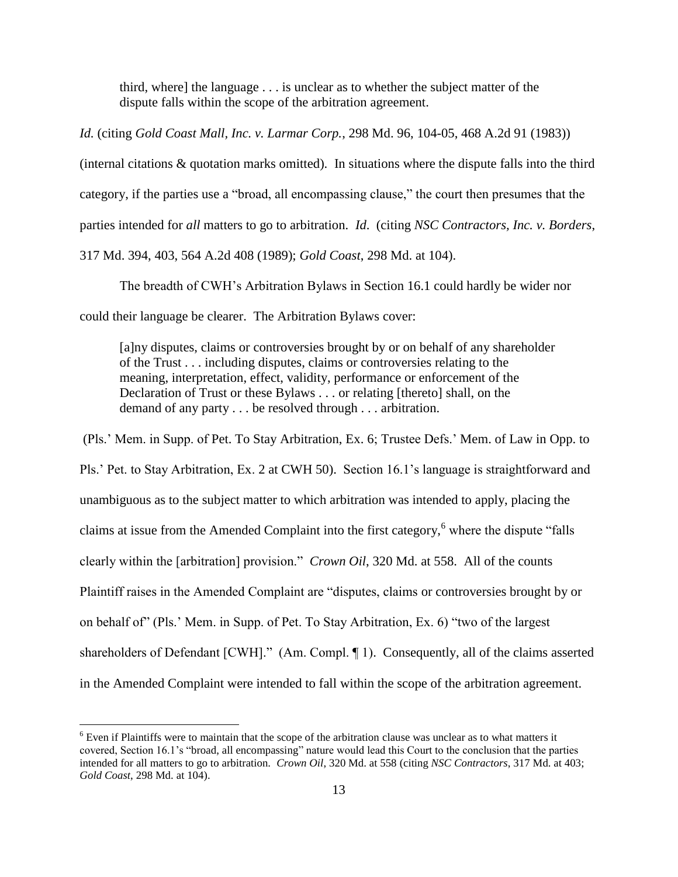> third, where] the language . . . is unclear as to whether the subject matter of the dispute falls within the scope of the arbitration agreement.

*Id.* (citing *Gold Coast Mall, Inc. v. Larmar Corp.*, 298 Md. 96, 104-05, 468 A.2d 91 (1983)) (internal citations & quotation marks omitted). In situations where the dispute falls into the third category, if the parties use a "broad, all encompassing clause," the court then presumes that the parties intended for *all* matters to go to arbitration. *Id*. (citing *NSC Contractors, Inc. v. Borders*, 317 Md. 394, 403, 564 A.2d 408 (1989); *Gold Coast*, 298 Md. at 104).

The breadth of CWH's Arbitration Bylaws in Section 16.1 could hardly be wider nor could their language be clearer. The Arbitration Bylaws cover:

> [a]ny disputes, claims or controversies brought by or on behalf of any shareholder of the Trust . . . including disputes, claims or controversies relating to the meaning, interpretation, effect, validity, performance or enforcement of the Declaration of Trust or these Bylaws . . . or relating [thereto] shall, on the demand of any party . . . be resolved through . . . arbitration.

(Pls.' Mem. in Supp. of Pet. To Stay Arbitration, Ex. 6; Trustee Defs.' Mem. of Law in Opp. to Pls.' Pet. to Stay Arbitration, Ex. 2 at CWH 50). Section 16.1's language is straightforward and unambiguous as to the subject matter to which arbitration was intended to apply, placing the claims at issue from the Amended Complaint into the first category,[6] where the dispute "falls clearly within the [arbitration] provision." *Crown Oil*, 320 Md. at 558. All of the counts Plaintiff raises in the Amended Complaint are "disputes, claims or controversies brought by or on behalf of" (Pls.' Mem. in Supp. of Pet. To Stay Arbitration, Ex. 6) "two of the largest shareholders of Defendant [CWH]." (Am. Compl. ¶ 1). Consequently, all of the claims asserted in the Amended Complaint were intended to fall within the scope of the arbitration agreement.

[6] Even if Plaintiffs were to maintain that the scope of the arbitration clause was unclear as to what matters it covered, Section 16.1's "broad, all encompassing" nature would lead this Court to the conclusion that the parties intended for all matters to go to arbitration. *Crown Oil*, 320 Md. at 558 (citing *NSC Contractors*, 317 Md. at 403; *Gold Coast*, 298 Md. at 104).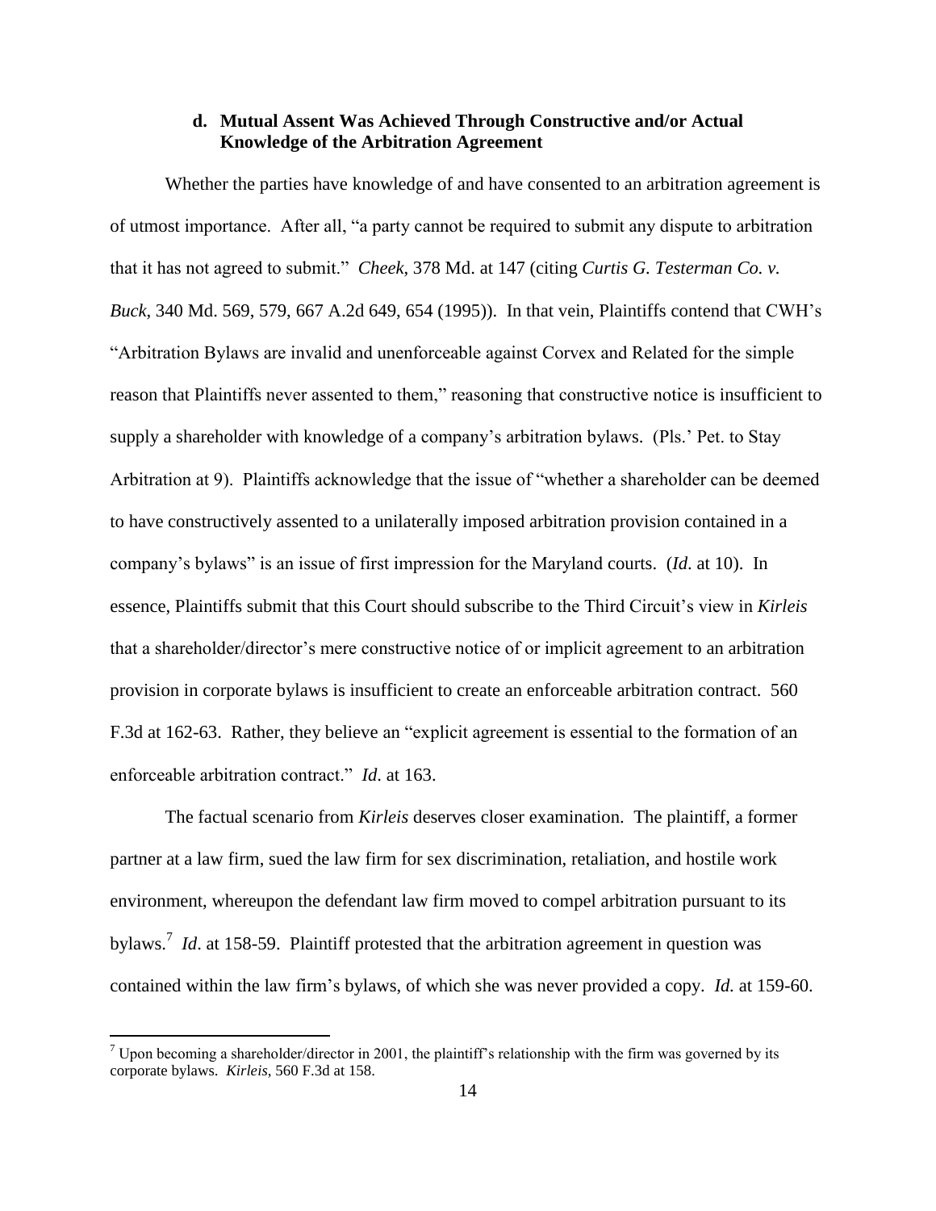### d. Mutual Assent Was Achieved Through Constructive and/or Actual Knowledge of the Arbitration Agreement

Whether the parties have knowledge of and have consented to an arbitration agreement is of utmost importance. After all, "a party cannot be required to submit any dispute to arbitration that it has not agreed to submit." *Cheek*, 378 Md. at 147 (citing *Curtis G. Testerman Co. v. Buck*, 340 Md. 569, 579, 667 A.2d 649, 654 (1995)). In that vein, Plaintiffs contend that CWH's "Arbitration Bylaws are invalid and unenforceable against Corvex and Related for the simple reason that Plaintiffs never assented to them," reasoning that constructive notice is insufficient to supply a shareholder with knowledge of a company's arbitration bylaws. (Pls.' Pet. to Stay Arbitration at 9). Plaintiffs acknowledge that the issue of "whether a shareholder can be deemed to have constructively assented to a unilaterally imposed arbitration provision contained in a company's bylaws" is an issue of first impression for the Maryland courts. (*Id*. at 10). In essence, Plaintiffs submit that this Court should subscribe to the Third Circuit's view in *Kirleis* that a shareholder/director's mere constructive notice of or implicit agreement to an arbitration provision in corporate bylaws is insufficient to create an enforceable arbitration contract. 560 F.3d at 162-63. Rather, they believe an "explicit agreement is essential to the formation of an enforceable arbitration contract." *Id*. at 163.

The factual scenario from *Kirleis* deserves closer examination. The plaintiff, a former partner at a law firm, sued the law firm for sex discrimination, retaliation, and hostile work environment, whereupon the defendant law firm moved to compel arbitration pursuant to its bylaws.[7] *Id*. at 158-59. Plaintiff protested that the arbitration agreement in question was contained within the law firm's bylaws, of which she was never provided a copy. *Id.* at 159-60.

[7] Upon becoming a shareholder/director in 2001, the plaintiff's relationship with the firm was governed by its corporate bylaws. *Kirleis*, 560 F.3d at 158.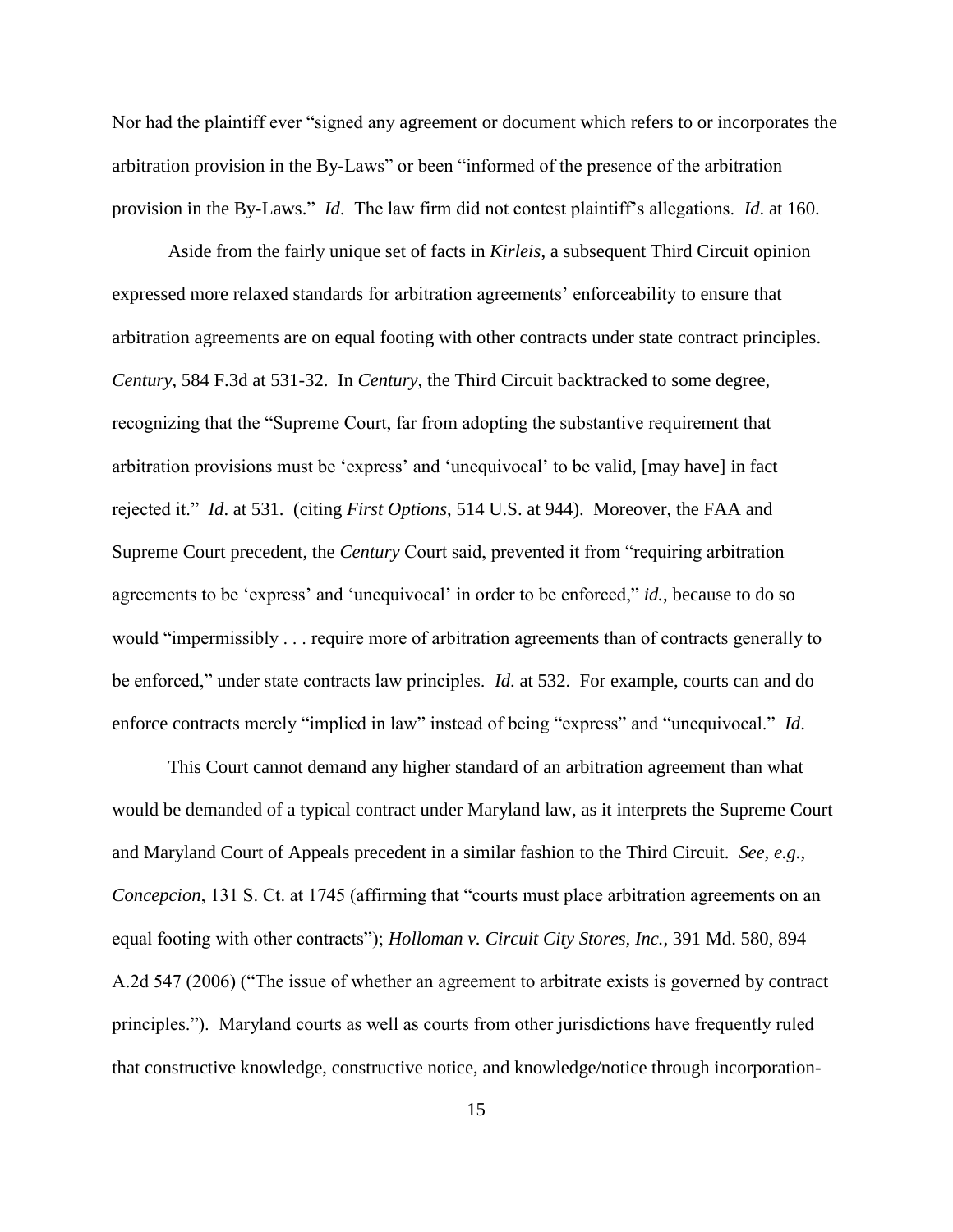Nor had the plaintiff ever "signed any agreement or document which refers to or incorporates the arbitration provision in the By-Laws" or been "informed of the presence of the arbitration provision in the By-Laws." *Id*. The law firm did not contest plaintiff's allegations. *Id*. at 160.

Aside from the fairly unique set of facts in *Kirleis*, a subsequent Third Circuit opinion expressed more relaxed standards for arbitration agreements' enforceability to ensure that arbitration agreements are on equal footing with other contracts under state contract principles. *Century*, 584 F.3d at 531-32. In *Century*, the Third Circuit backtracked to some degree, recognizing that the "Supreme Court, far from adopting the substantive requirement that arbitration provisions must be 'express' and 'unequivocal' to be valid, [may have] in fact rejected it." *Id*. at 531. (citing *First Options*, 514 U.S. at 944). Moreover, the FAA and Supreme Court precedent, the *Century* Court said, prevented it from "requiring arbitration agreements to be 'express' and 'unequivocal' in order to be enforced," *id.*, because to do so would "impermissibly . . . require more of arbitration agreements than of contracts generally to be enforced," under state contracts law principles. *Id*. at 532. For example, courts can and do enforce contracts merely "implied in law" instead of being "express" and "unequivocal." *Id*.

This Court cannot demand any higher standard of an arbitration agreement than what would be demanded of a typical contract under Maryland law, as it interprets the Supreme Court and Maryland Court of Appeals precedent in a similar fashion to the Third Circuit. *See, e.g.*, *Concepcion*, 131 S. Ct. at 1745 (affirming that "courts must place arbitration agreements on an equal footing with other contracts"); *Holloman v. Circuit City Stores, Inc.*, 391 Md. 580, 894 A.2d 547 (2006) ("The issue of whether an agreement to arbitrate exists is governed by contract principles."). Maryland courts as well as courts from other jurisdictions have frequently ruled that constructive knowledge, constructive notice, and knowledge/notice through incorporation-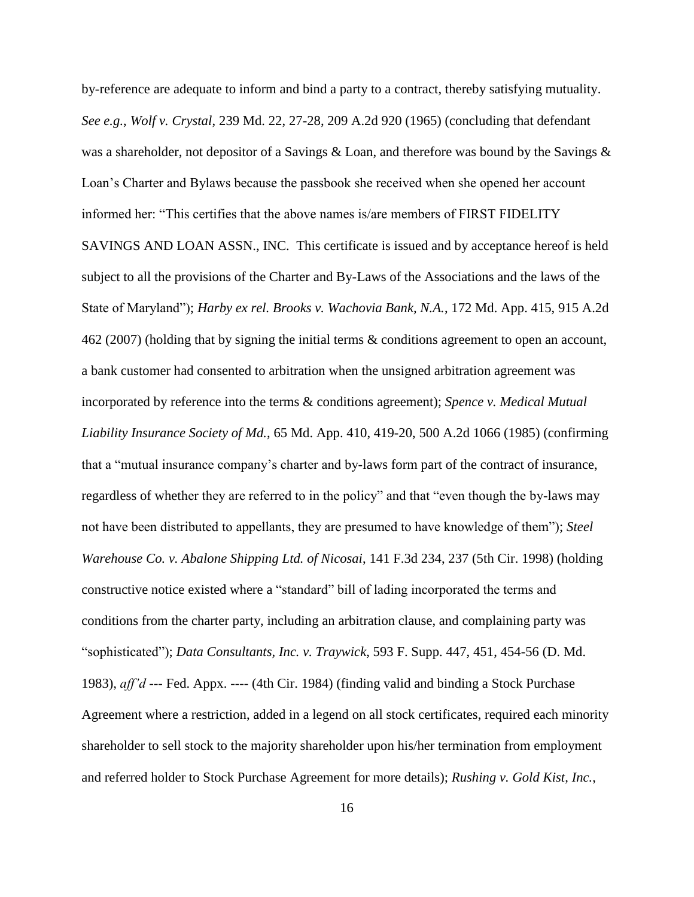by-reference are adequate to inform and bind a party to a contract, thereby satisfying mutuality. *See e.g.*, *Wolf v. Crystal*, 239 Md. 22, 27-28, 209 A.2d 920 (1965) (concluding that defendant was a shareholder, not depositor of a Savings & Loan, and therefore was bound by the Savings & Loan's Charter and Bylaws because the passbook she received when she opened her account informed her: "This certifies that the above names is/are members of FIRST FIDELITY SAVINGS AND LOAN ASSN., INC. This certificate is issued and by acceptance hereof is held subject to all the provisions of the Charter and By-Laws of the Associations and the laws of the State of Maryland"); *Harby ex rel. Brooks v. Wachovia Bank, N.A.*, 172 Md. App. 415, 915 A.2d 462 (2007) (holding that by signing the initial terms & conditions agreement to open an account, a bank customer had consented to arbitration when the unsigned arbitration agreement was incorporated by reference into the terms & conditions agreement); *Spence v. Medical Mutual Liability Insurance Society of Md.*, 65 Md. App. 410, 419-20, 500 A.2d 1066 (1985) (confirming that a "mutual insurance company's charter and by-laws form part of the contract of insurance, regardless of whether they are referred to in the policy" and that "even though the by-laws may not have been distributed to appellants, they are presumed to have knowledge of them"); *Steel Warehouse Co. v. Abalone Shipping Ltd. of Nicosai*, 141 F.3d 234, 237 (5th Cir. 1998) (holding constructive notice existed where a "standard" bill of lading incorporated the terms and conditions from the charter party, including an arbitration clause, and complaining party was "sophisticated"); *Data Consultants, Inc. v. Traywick*, 593 F. Supp. 447, 451, 454-56 (D. Md. 1983), *aff'd* --- Fed. Appx. ---- (4th Cir. 1984) (finding valid and binding a Stock Purchase Agreement where a restriction, added in a legend on all stock certificates, required each minority shareholder to sell stock to the majority shareholder upon his/her termination from employment and referred holder to Stock Purchase Agreement for more details); *Rushing v. Gold Kist, Inc.*,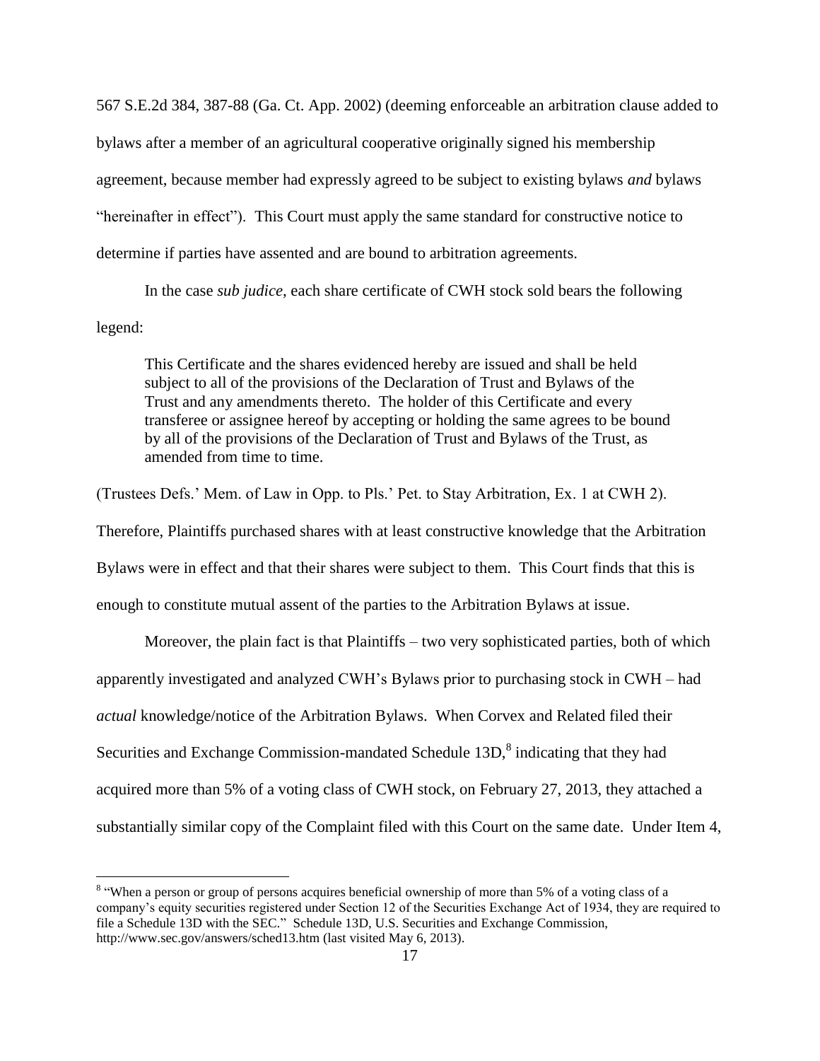567 S.E.2d 384, 387-88 (Ga. Ct. App. 2002) (deeming enforceable an arbitration clause added to bylaws after a member of an agricultural cooperative originally signed his membership agreement, because member had expressly agreed to be subject to existing bylaws *and* bylaws "hereinafter in effect"). This Court must apply the same standard for constructive notice to determine if parties have assented and are bound to arbitration agreements.

In the case *sub judice*, each share certificate of CWH stock sold bears the following legend:

> This Certificate and the shares evidenced hereby are issued and shall be held subject to all of the provisions of the Declaration of Trust and Bylaws of the Trust and any amendments thereto. The holder of this Certificate and every transferee or assignee hereof by accepting or holding the same agrees to be bound by all of the provisions of the Declaration of Trust and Bylaws of the Trust, as amended from time to time.

(Trustees Defs.' Mem. of Law in Opp. to Pls.' Pet. to Stay Arbitration, Ex. 1 at CWH 2). Therefore, Plaintiffs purchased shares with at least constructive knowledge that the Arbitration Bylaws were in effect and that their shares were subject to them. This Court finds that this is enough to constitute mutual assent of the parties to the Arbitration Bylaws at issue.

Moreover, the plain fact is that Plaintiffs – two very sophisticated parties, both of which apparently investigated and analyzed CWH's Bylaws prior to purchasing stock in CWH – had *actual* knowledge/notice of the Arbitration Bylaws. When Corvex and Related filed their Securities and Exchange Commission-mandated Schedule 13D,[8] indicating that they had acquired more than 5% of a voting class of CWH stock, on February 27, 2013, they attached a substantially similar copy of the Complaint filed with this Court on the same date. Under Item 4,

[8] "When a person or group of persons acquires beneficial ownership of more than 5% of a voting class of a company's equity securities registered under Section 12 of the Securities Exchange Act of 1934, they are required to file a Schedule 13D with the SEC." Schedule 13D, U.S. Securities and Exchange Commission, http://www.sec.gov/answers/sched13.htm (last visited May 6, 2013).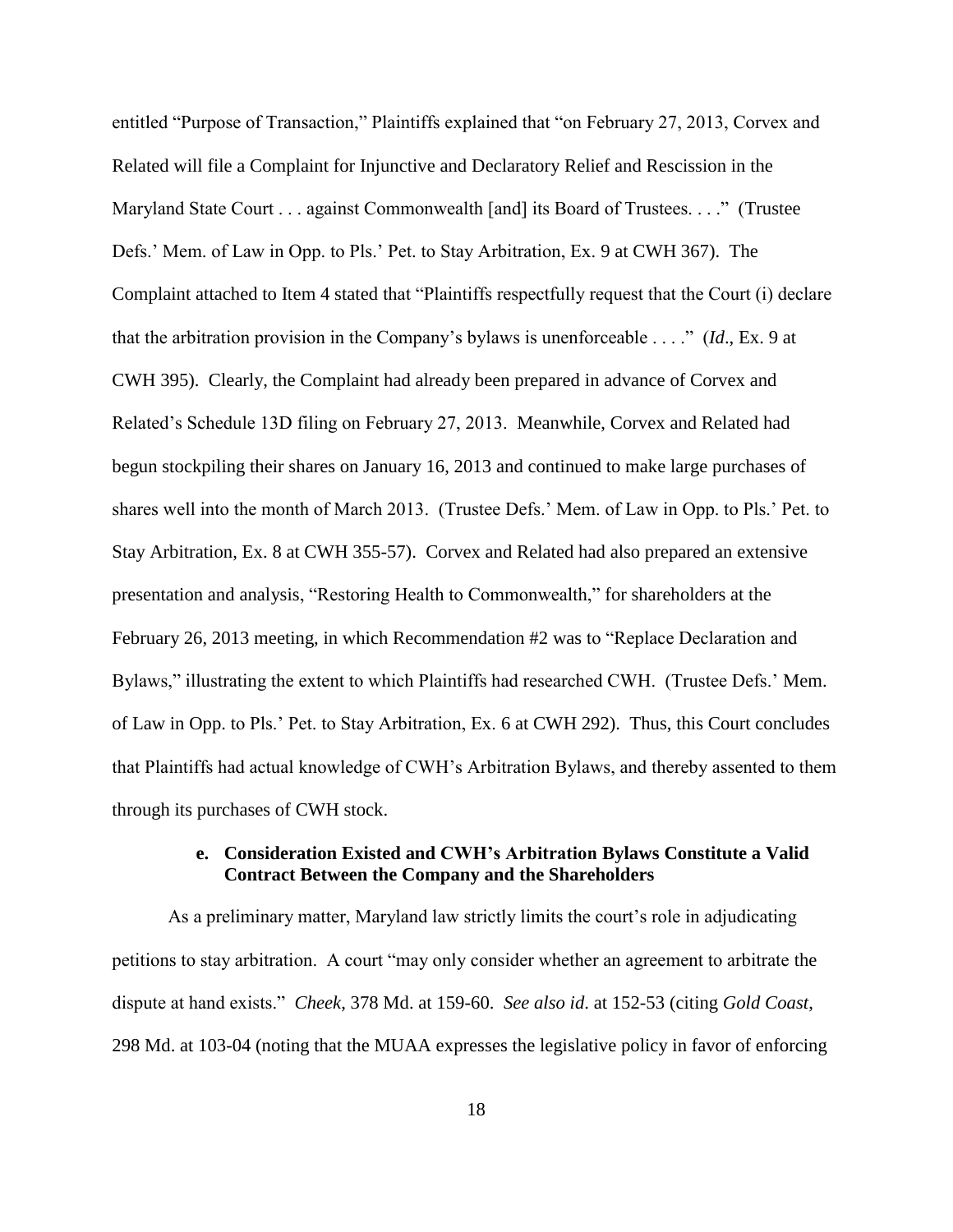entitled "Purpose of Transaction," Plaintiffs explained that "on February 27, 2013, Corvex and Related will file a Complaint for Injunctive and Declaratory Relief and Rescission in the Maryland State Court . . . against Commonwealth [and] its Board of Trustees. . . ." (Trustee Defs.' Mem. of Law in Opp. to Pls.' Pet. to Stay Arbitration, Ex. 9 at CWH 367). The Complaint attached to Item 4 stated that "Plaintiffs respectfully request that the Court (i) declare that the arbitration provision in the Company's bylaws is unenforceable . . . ." (*Id*., Ex. 9 at CWH 395). Clearly, the Complaint had already been prepared in advance of Corvex and Related's Schedule 13D filing on February 27, 2013. Meanwhile, Corvex and Related had begun stockpiling their shares on January 16, 2013 and continued to make large purchases of shares well into the month of March 2013. (Trustee Defs.' Mem. of Law in Opp. to Pls.' Pet. to Stay Arbitration, Ex. 8 at CWH 355-57). Corvex and Related had also prepared an extensive presentation and analysis, "Restoring Health to Commonwealth," for shareholders at the February 26, 2013 meeting, in which Recommendation #2 was to "Replace Declaration and Bylaws," illustrating the extent to which Plaintiffs had researched CWH. (Trustee Defs.' Mem. of Law in Opp. to Pls.' Pet. to Stay Arbitration, Ex. 6 at CWH 292). Thus, this Court concludes that Plaintiffs had actual knowledge of CWH's Arbitration Bylaws, and thereby assented to them through its purchases of CWH stock.

#### e. Consideration Existed and CWH's Arbitration Bylaws Constitute a Valid Contract Between the Company and the Shareholders

As a preliminary matter, Maryland law strictly limits the court's role in adjudicating petitions to stay arbitration. A court "may only consider whether an agreement to arbitrate the dispute at hand exists." *Cheek*, 378 Md. at 159-60. *See also id.* at 152-53 (citing *Gold Coast*, 298 Md. at 103-04 (noting that the MUAA expresses the legislative policy in favor of enforcing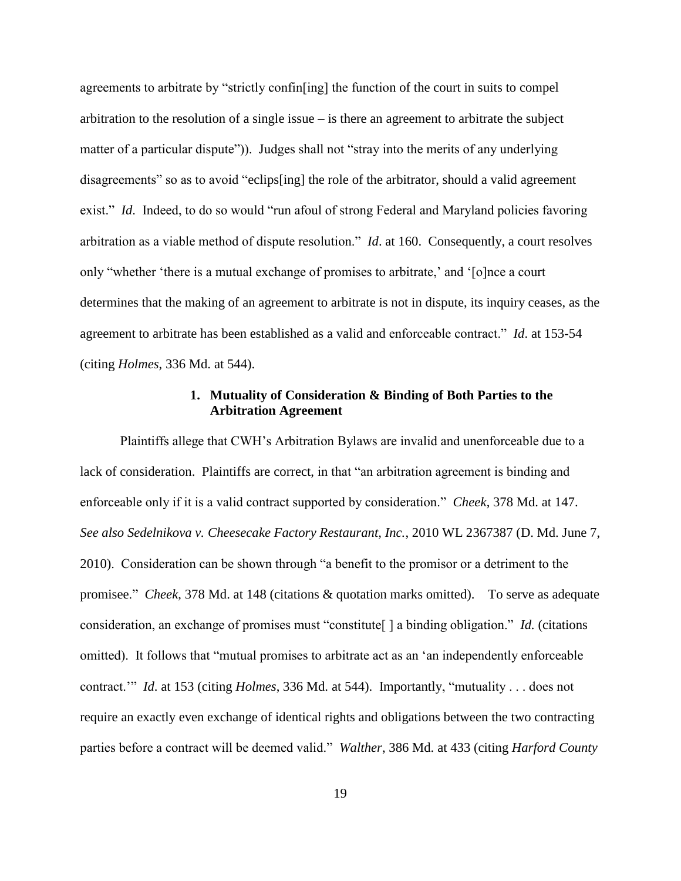agreements to arbitrate by "strictly confin[ing] the function of the court in suits to compel arbitration to the resolution of a single issue – is there an agreement to arbitrate the subject matter of a particular dispute")). Judges shall not "stray into the merits of any underlying disagreements" so as to avoid "eclips[ing] the role of the arbitrator, should a valid agreement exist." *Id*. Indeed, to do so would "run afoul of strong Federal and Maryland policies favoring arbitration as a viable method of dispute resolution." *Id*. at 160. Consequently, a court resolves only "whether 'there is a mutual exchange of promises to arbitrate,' and '[o]nce a court determines that the making of an agreement to arbitrate is not in dispute, its inquiry ceases, as the agreement to arbitrate has been established as a valid and enforceable contract." *Id*. at 153-54 (citing *Holmes*, 336 Md. at 544).

### 1. Mutuality of Consideration & Binding of Both Parties to the Arbitration Agreement

Plaintiffs allege that CWH's Arbitration Bylaws are invalid and unenforceable due to a lack of consideration. Plaintiffs are correct, in that "an arbitration agreement is binding and enforceable only if it is a valid contract supported by consideration." *Cheek*, 378 Md. at 147. *See also Sedelnikova v. Cheesecake Factory Restaurant, Inc.*, 2010 WL 2367387 (D. Md. June 7, 2010). Consideration can be shown through "a benefit to the promisor or a detriment to the promisee." *Cheek*, 378 Md. at 148 (citations & quotation marks omitted). To serve as adequate consideration, an exchange of promises must "constitute[ ] a binding obligation." *Id.* (citations omitted). It follows that "mutual promises to arbitrate act as an 'an independently enforceable contract.'" *Id*. at 153 (citing *Holmes*, 336 Md. at 544). Importantly, "mutuality . . . does not require an exactly even exchange of identical rights and obligations between the two contracting parties before a contract will be deemed valid." *Walther*, 386 Md. at 433 (citing *Harford County*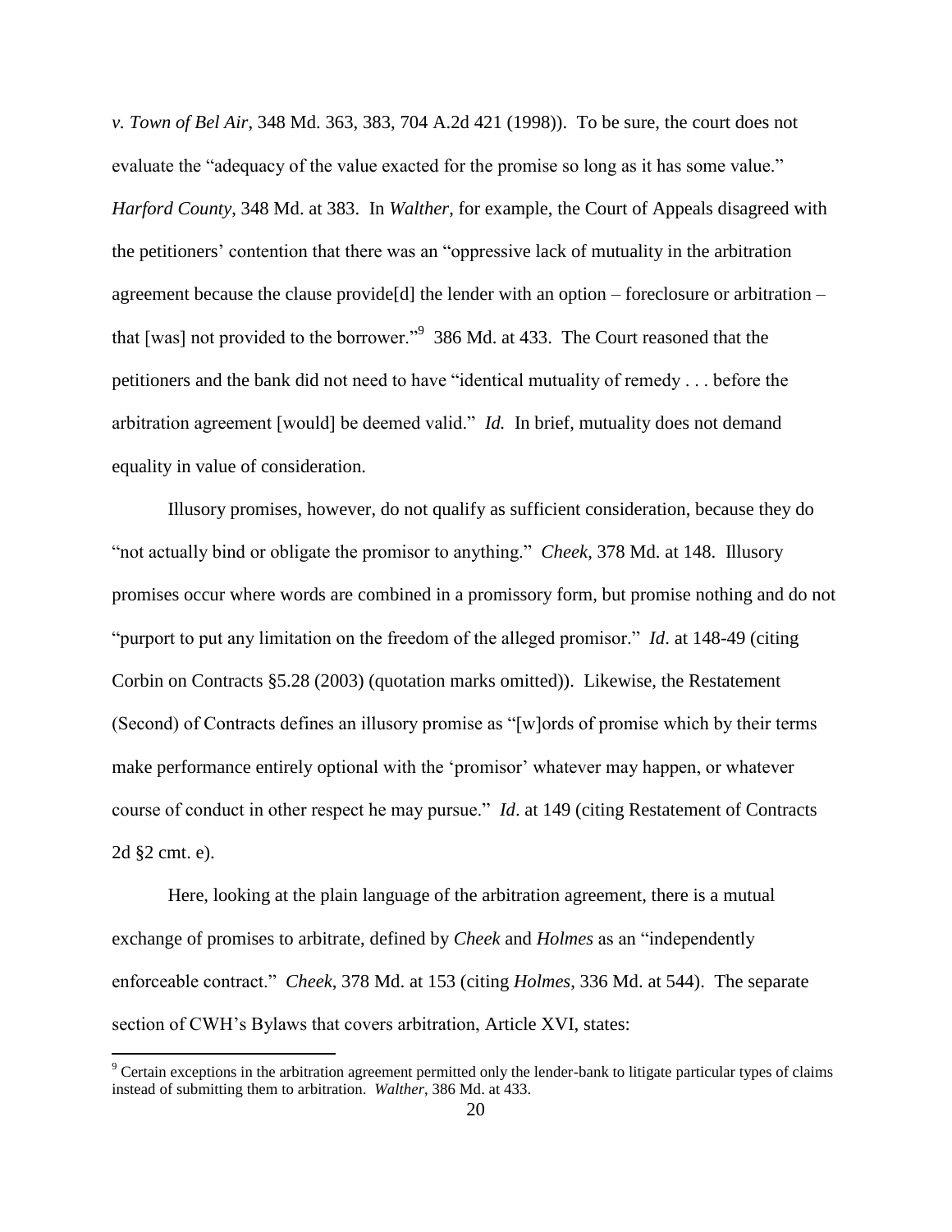*v. Town of Bel Air*, 348 Md. 363, 383, 704 A.2d 421 (1998)). To be sure, the court does not evaluate the "adequacy of the value exacted for the promise so long as it has some value." *Harford County*, 348 Md. at 383. In *Walther*, for example, the Court of Appeals disagreed with the petitioners' contention that there was an "oppressive lack of mutuality in the arbitration agreement because the clause provide[d] the lender with an option – foreclosure or arbitration – that [was] not provided to the borrower."[9] 386 Md. at 433. The Court reasoned that the petitioners and the bank did not need to have "identical mutuality of remedy . . . before the arbitration agreement [would] be deemed valid." *Id.* In brief, mutuality does not demand equality in value of consideration.

Illusory promises, however, do not qualify as sufficient consideration, because they do "not actually bind or obligate the promisor to anything." *Cheek*, 378 Md. at 148. Illusory promises occur where words are combined in a promissory form, but promise nothing and do not "purport to put any limitation on the freedom of the alleged promisor." *Id*. at 148-49 (citing Corbin on Contracts §5.28 (2003) (quotation marks omitted)). Likewise, the Restatement (Second) of Contracts defines an illusory promise as "[w]ords of promise which by their terms make performance entirely optional with the 'promisor' whatever may happen, or whatever course of conduct in other respect he may pursue." *Id*. at 149 (citing Restatement of Contracts 2d §2 cmt. e).

Here, looking at the plain language of the arbitration agreement, there is a mutual exchange of promises to arbitrate, defined by *Cheek* and *Holmes* as an "independently enforceable contract." *Cheek*, 378 Md. at 153 (citing *Holmes*, 336 Md. at 544). The separate section of CWH's Bylaws that covers arbitration, Article XVI, states:

[9] Certain exceptions in the arbitration agreement permitted only the lender-bank to litigate particular types of claims instead of submitting them to arbitration. *Walther*, 386 Md. at 433.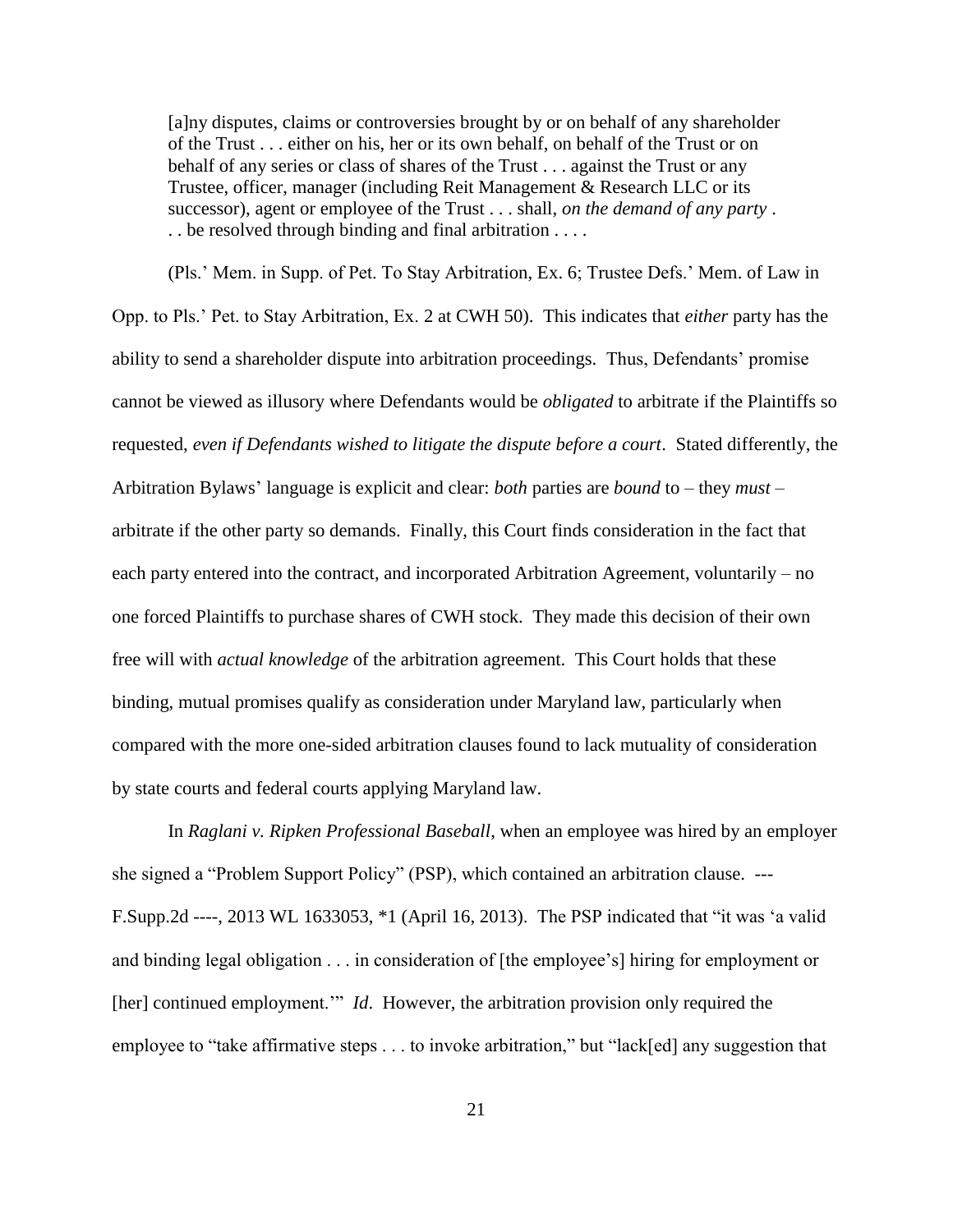> [a]ny disputes, claims or controversies brought by or on behalf of any shareholder of the Trust . . . either on his, her or its own behalf, on behalf of the Trust or on behalf of any series or class of shares of the Trust . . . against the Trust or any Trustee, officer, manager (including Reit Management & Research LLC or its successor), agent or employee of the Trust . . . shall, *on the demand of any party* . . . be resolved through binding and final arbitration . . . .

(Pls.' Mem. in Supp. of Pet. To Stay Arbitration, Ex. 6; Trustee Defs.' Mem. of Law in Opp. to Pls.' Pet. to Stay Arbitration, Ex. 2 at CWH 50). This indicates that *either* party has the ability to send a shareholder dispute into arbitration proceedings. Thus, Defendants' promise cannot be viewed as illusory where Defendants would be *obligated* to arbitrate if the Plaintiffs so requested, *even if Defendants wished to litigate the dispute before a court*. Stated differently, the Arbitration Bylaws' language is explicit and clear: *both* parties are *bound* to – they *must* – arbitrate if the other party so demands. Finally, this Court finds consideration in the fact that each party entered into the contract, and incorporated Arbitration Agreement, voluntarily – no one forced Plaintiffs to purchase shares of CWH stock. They made this decision of their own free will with *actual knowledge* of the arbitration agreement. This Court holds that these binding, mutual promises qualify as consideration under Maryland law, particularly when compared with the more one-sided arbitration clauses found to lack mutuality of consideration by state courts and federal courts applying Maryland law.

In *Raglani v. Ripken Professional Baseball*, when an employee was hired by an employer she signed a "Problem Support Policy" (PSP), which contained an arbitration clause. --- F.Supp.2d ----, 2013 WL 1633053, *1 (April 16, 2013). The PSP indicated that "it was 'a valid and binding legal obligation . . . in consideration of [the employee's] hiring for employment or [her] continued employment.'" *Id*. However, the arbitration provision only required the employee to "take affirmative steps . . . to invoke arbitration," but "lack[ed] any suggestion that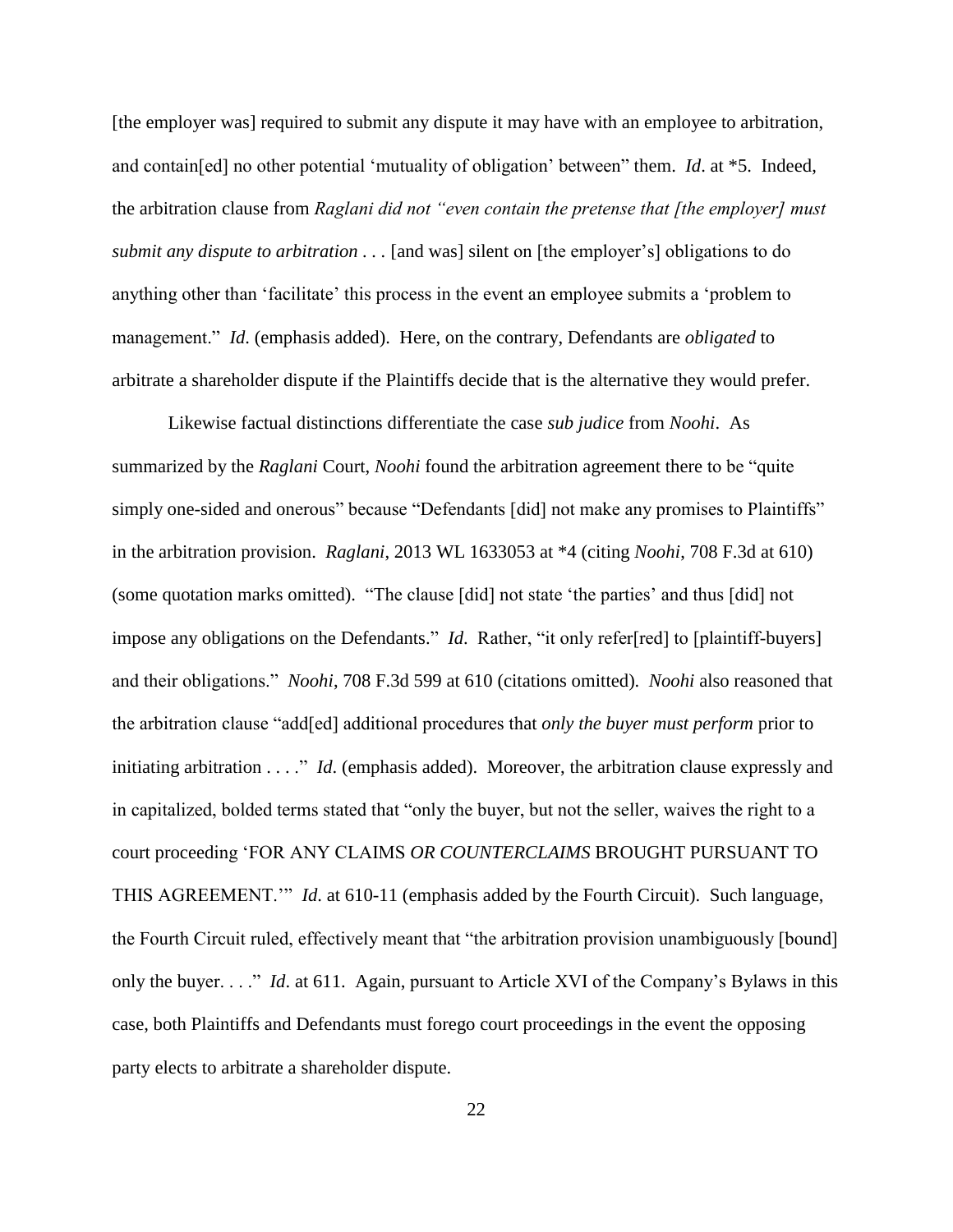[the employer was] required to submit any dispute it may have with an employee to arbitration, and contain[ed] no other potential 'mutuality of obligation' between" them. *Id*. at *5. Indeed, the arbitration clause from *Raglani did not "even contain the pretense that [the employer] must submit any dispute to arbitration* . . . [and was] silent on [the employer's] obligations to do anything other than 'facilitate' this process in the event an employee submits a 'problem to management." *Id*. (emphasis added). Here, on the contrary, Defendants are *obligated* to arbitrate a shareholder dispute if the Plaintiffs decide that is the alternative they would prefer.

Likewise factual distinctions differentiate the case *sub judice* from *Noohi*. As summarized by the *Raglani* Court, *Noohi* found the arbitration agreement there to be "quite simply one-sided and onerous" because "Defendants [did] not make any promises to Plaintiffs" in the arbitration provision. *Raglani*, 2013 WL 1633053 at *4 (citing *Noohi*, 708 F.3d at 610) (some quotation marks omitted). "The clause [did] not state 'the parties' and thus [did] not impose any obligations on the Defendants." *Id*. Rather, "it only refer[red] to [plaintiff-buyers] and their obligations." *Noohi*, 708 F.3d 599 at 610 (citations omitted). *Noohi* also reasoned that the arbitration clause "add[ed] additional procedures that *only the buyer must perform* prior to initiating arbitration . . . ." *Id*. (emphasis added). Moreover, the arbitration clause expressly and in capitalized, bolded terms stated that "only the buyer, but not the seller, waives the right to a court proceeding 'FOR ANY CLAIMS *OR COUNTERCLAIMS* BROUGHT PURSUANT TO THIS AGREEMENT.'" *Id*. at 610-11 (emphasis added by the Fourth Circuit). Such language, the Fourth Circuit ruled, effectively meant that "the arbitration provision unambiguously [bound] only the buyer. . . ." *Id*. at 611. Again, pursuant to Article XVI of the Company's Bylaws in this case, both Plaintiffs and Defendants must forego court proceedings in the event the opposing party elects to arbitrate a shareholder dispute.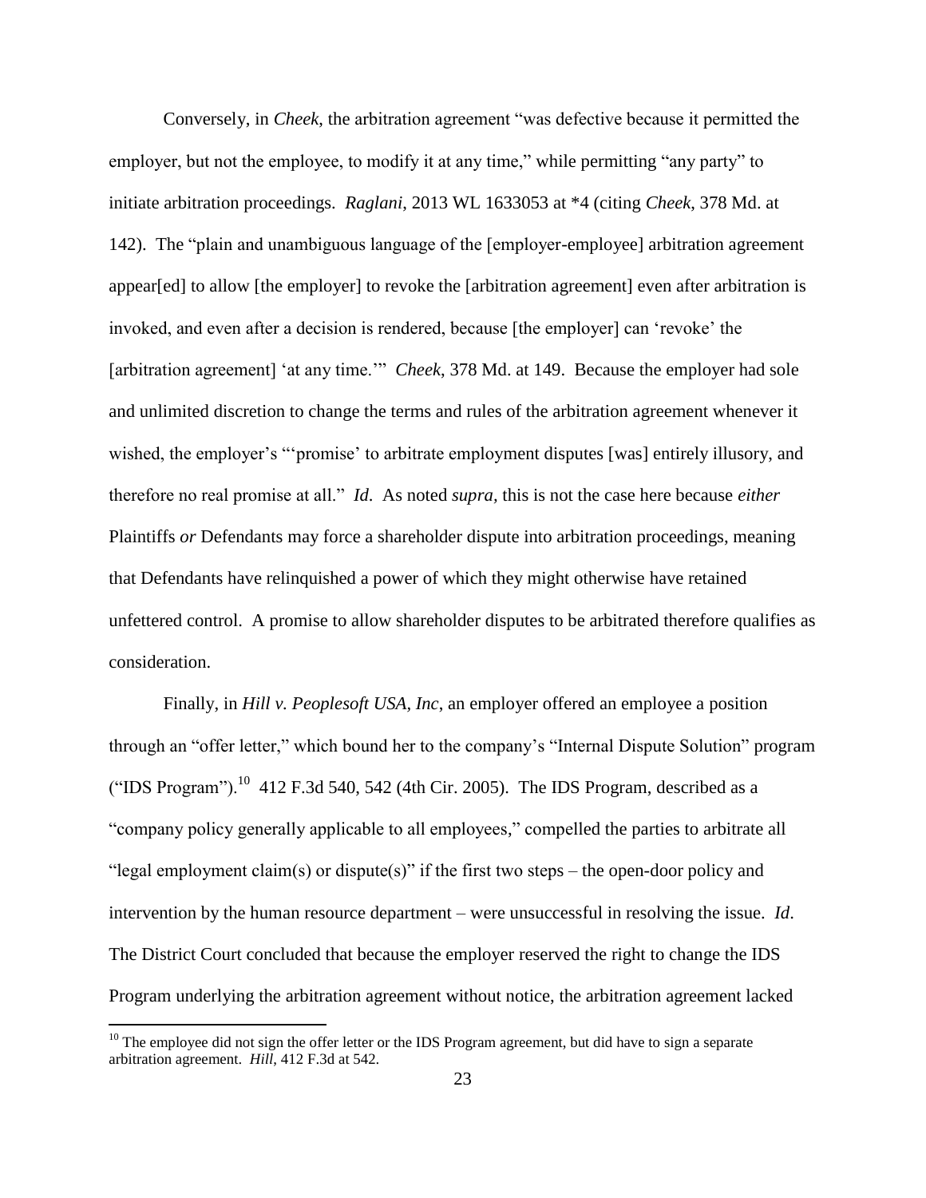Conversely, in *Cheek*, the arbitration agreement "was defective because it permitted the employer, but not the employee, to modify it at any time," while permitting "any party" to initiate arbitration proceedings. *Raglani*, 2013 WL 1633053 at *4 (citing *Cheek*, 378 Md. at 142). The "plain and unambiguous language of the [employer-employee] arbitration agreement appear[ed] to allow [the employer] to revoke the [arbitration agreement] even after arbitration is invoked, and even after a decision is rendered, because [the employer] can 'revoke' the [arbitration agreement] 'at any time.'" *Cheek*, 378 Md. at 149. Because the employer had sole and unlimited discretion to change the terms and rules of the arbitration agreement whenever it wished, the employer's "'promise' to arbitrate employment disputes [was] entirely illusory, and therefore no real promise at all." *Id.* As noted *supra*, this is not the case here because *either* Plaintiffs *or* Defendants may force a shareholder dispute into arbitration proceedings, meaning that Defendants have relinquished a power of which they might otherwise have retained unfettered control. A promise to allow shareholder disputes to be arbitrated therefore qualifies as consideration.

Finally, in *Hill v. Peoplesoft USA, Inc*, an employer offered an employee a position through an "offer letter," which bound her to the company's "Internal Dispute Solution" program ("IDS Program").[10] 412 F.3d 540, 542 (4th Cir. 2005). The IDS Program, described as a "company policy generally applicable to all employees," compelled the parties to arbitrate all "legal employment claim(s) or dispute(s)" if the first two steps – the open-door policy and intervention by the human resource department – were unsuccessful in resolving the issue. *Id*. The District Court concluded that because the employer reserved the right to change the IDS Program underlying the arbitration agreement without notice, the arbitration agreement lacked

[10] The employee did not sign the offer letter or the IDS Program agreement, but did have to sign a separate arbitration agreement. *Hill*, 412 F.3d at 542.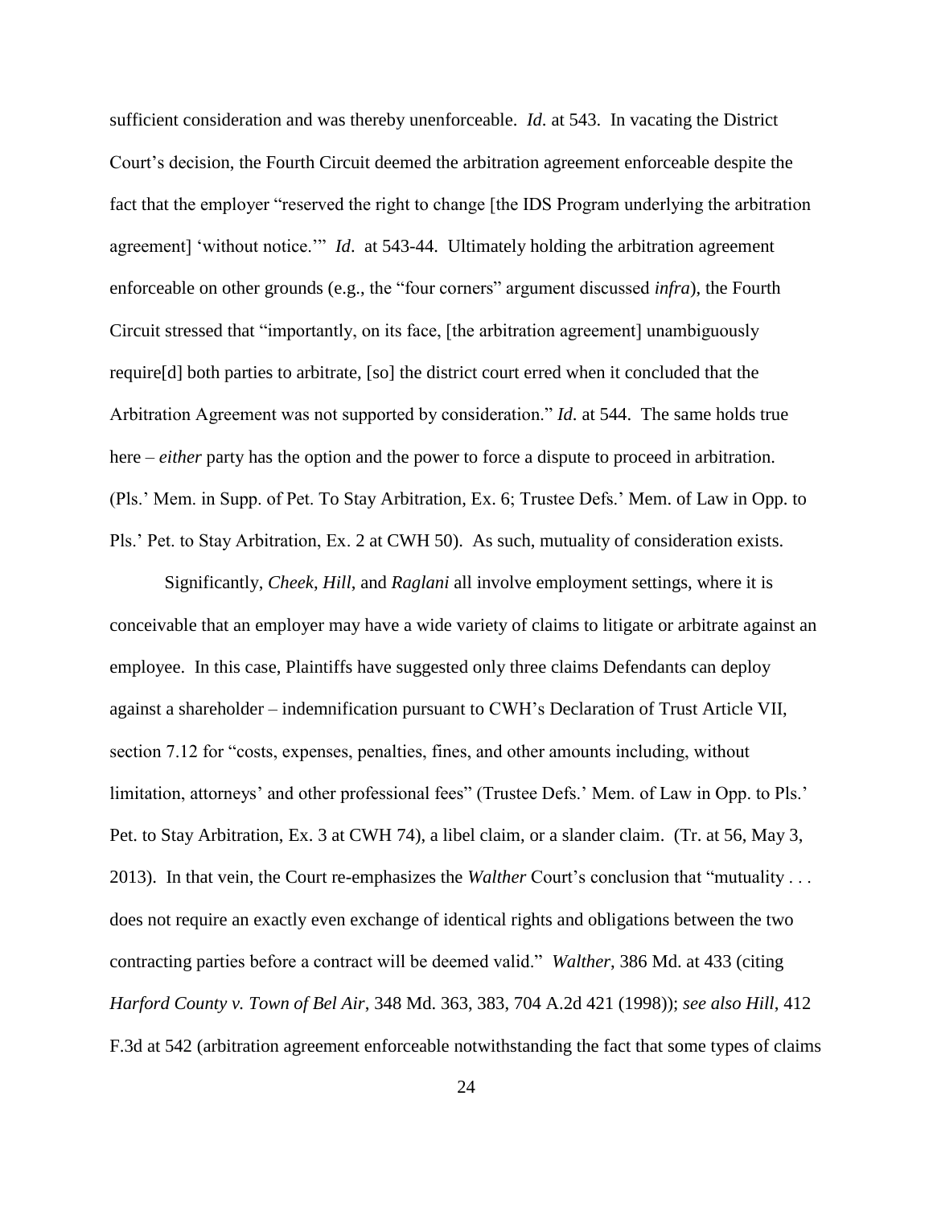sufficient consideration and was thereby unenforceable. *Id*. at 543. In vacating the District Court's decision, the Fourth Circuit deemed the arbitration agreement enforceable despite the fact that the employer "reserved the right to change [the IDS Program underlying the arbitration agreement] 'without notice.'" *Id*. at 543-44. Ultimately holding the arbitration agreement enforceable on other grounds (e.g., the "four corners" argument discussed *infra*), the Fourth Circuit stressed that "importantly, on its face, [the arbitration agreement] unambiguously require[d] both parties to arbitrate, [so] the district court erred when it concluded that the Arbitration Agreement was not supported by consideration." *Id*. at 544. The same holds true here – *either* party has the option and the power to force a dispute to proceed in arbitration. (Pls.' Mem. in Supp. of Pet. To Stay Arbitration, Ex. 6; Trustee Defs.' Mem. of Law in Opp. to Pls.' Pet. to Stay Arbitration, Ex. 2 at CWH 50). As such, mutuality of consideration exists.

Significantly, *Cheek*, *Hill*, and *Raglani* all involve employment settings, where it is conceivable that an employer may have a wide variety of claims to litigate or arbitrate against an employee. In this case, Plaintiffs have suggested only three claims Defendants can deploy against a shareholder – indemnification pursuant to CWH's Declaration of Trust Article VII, section 7.12 for "costs, expenses, penalties, fines, and other amounts including, without limitation, attorneys' and other professional fees" (Trustee Defs.' Mem. of Law in Opp. to Pls.' Pet. to Stay Arbitration, Ex. 3 at CWH 74), a libel claim, or a slander claim. (Tr. at 56, May 3, 2013). In that vein, the Court re-emphasizes the *Walther* Court's conclusion that "mutuality . . . does not require an exactly even exchange of identical rights and obligations between the two contracting parties before a contract will be deemed valid." *Walther*, 386 Md. at 433 (citing *Harford County v. Town of Bel Air*, 348 Md. 363, 383, 704 A.2d 421 (1998)); *see also Hill*, 412 F.3d at 542 (arbitration agreement enforceable notwithstanding the fact that some types of claims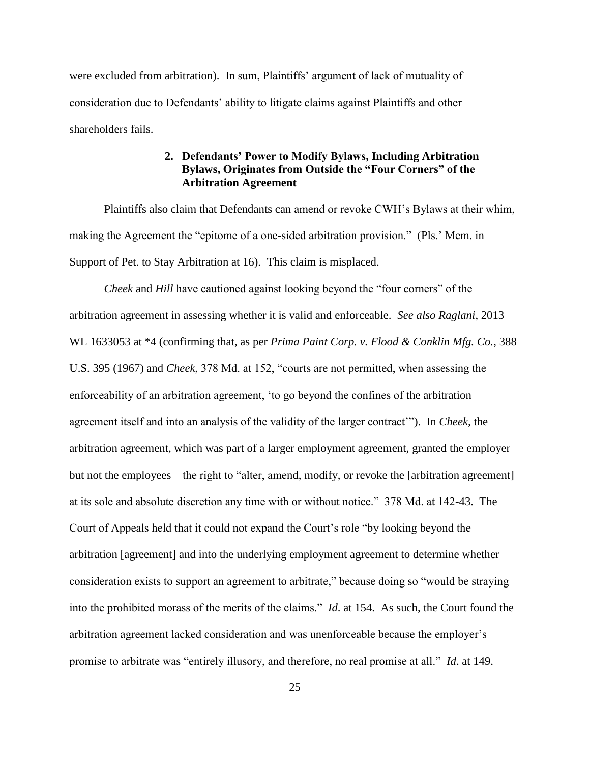were excluded from arbitration). In sum, Plaintiffs' argument of lack of mutuality of consideration due to Defendants' ability to litigate claims against Plaintiffs and other shareholders fails.

### 2. Defendants' Power to Modify Bylaws, Including Arbitration Bylaws, Originates from Outside the "Four Corners" of the Arbitration Agreement

Plaintiffs also claim that Defendants can amend or revoke CWH's Bylaws at their whim, making the Agreement the "epitome of a one-sided arbitration provision." (Pls.' Mem. in Support of Pet. to Stay Arbitration at 16). This claim is misplaced.

*Cheek* and *Hill* have cautioned against looking beyond the "four corners" of the arbitration agreement in assessing whether it is valid and enforceable. *See also Raglani*, 2013 WL 1633053 at *4 (confirming that, as per *Prima Paint Corp. v. Flood & Conklin Mfg. Co.*, 388 U.S. 395 (1967) and *Cheek*, 378 Md. at 152, "courts are not permitted, when assessing the enforceability of an arbitration agreement, 'to go beyond the confines of the arbitration agreement itself and into an analysis of the validity of the larger contract'"). In *Cheek*, the arbitration agreement, which was part of a larger employment agreement, granted the employer – but not the employees – the right to "alter, amend, modify, or revoke the [arbitration agreement] at its sole and absolute discretion any time with or without notice." 378 Md. at 142-43. The Court of Appeals held that it could not expand the Court's role "by looking beyond the arbitration [agreement] and into the underlying employment agreement to determine whether consideration exists to support an agreement to arbitrate," because doing so "would be straying into the prohibited morass of the merits of the claims." *Id*. at 154. As such, the Court found the arbitration agreement lacked consideration and was unenforceable because the employer's promise to arbitrate was "entirely illusory, and therefore, no real promise at all." *Id*. at 149.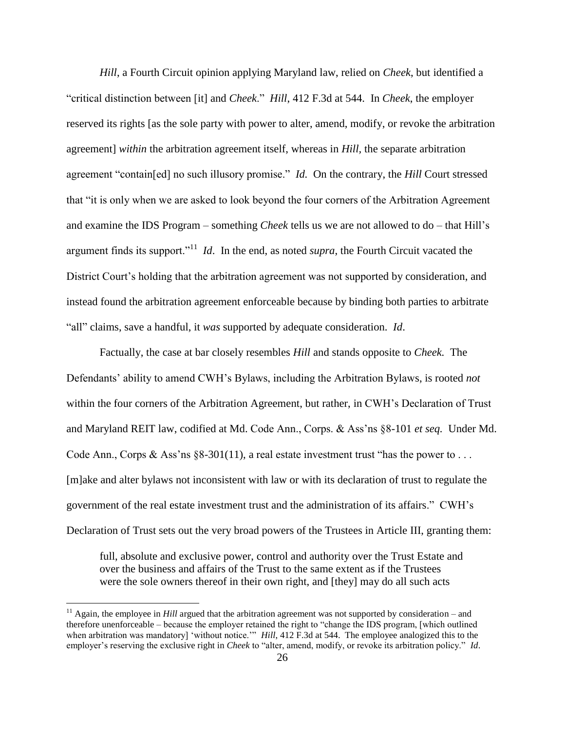*Hill*, a Fourth Circuit opinion applying Maryland law, relied on *Cheek*, but identified a "critical distinction between [it] and *Cheek*." *Hill*, 412 F.3d at 544. In *Cheek*, the employer reserved its rights [as the sole party with power to alter, amend, modify, or revoke the arbitration agreement] *within* the arbitration agreement itself, whereas in *Hill*, the separate arbitration agreement "contain[ed] no such illusory promise." *Id.* On the contrary, the *Hill* Court stressed that "it is only when we are asked to look beyond the four corners of the Arbitration Agreement and examine the IDS Program – something *Cheek* tells us we are not allowed to do – that Hill's argument finds its support."[11] *Id*. In the end, as noted *supra*, the Fourth Circuit vacated the District Court's holding that the arbitration agreement was not supported by consideration, and instead found the arbitration agreement enforceable because by binding both parties to arbitrate "all" claims, save a handful, it *was* supported by adequate consideration. *Id*.

Factually, the case at bar closely resembles *Hill* and stands opposite to *Cheek.* The Defendants' ability to amend CWH's Bylaws, including the Arbitration Bylaws, is rooted *not* within the four corners of the Arbitration Agreement, but rather, in CWH's Declaration of Trust and Maryland REIT law, codified at Md. Code Ann., Corps. & Ass'ns §8-101 *et seq.* Under Md. Code Ann., Corps & Ass'ns §8-301(11), a real estate investment trust "has the power to . . . [m]ake and alter bylaws not inconsistent with law or with its declaration of trust to regulate the government of the real estate investment trust and the administration of its affairs." CWH's Declaration of Trust sets out the very broad powers of the Trustees in Article III, granting them:

> full, absolute and exclusive power, control and authority over the Trust Estate and over the business and affairs of the Trust to the same extent as if the Trustees were the sole owners thereof in their own right, and [they] may do all such acts

[11] Again, the employee in *Hill* argued that the arbitration agreement was not supported by consideration – and therefore unenforceable – because the employer retained the right to "change the IDS program, [which outlined when arbitration was mandatory] 'without notice.'" *Hill*, 412 F.3d at 544. The employee analogized this to the employer's reserving the exclusive right in *Cheek* to "alter, amend, modify, or revoke its arbitration policy." *Id*.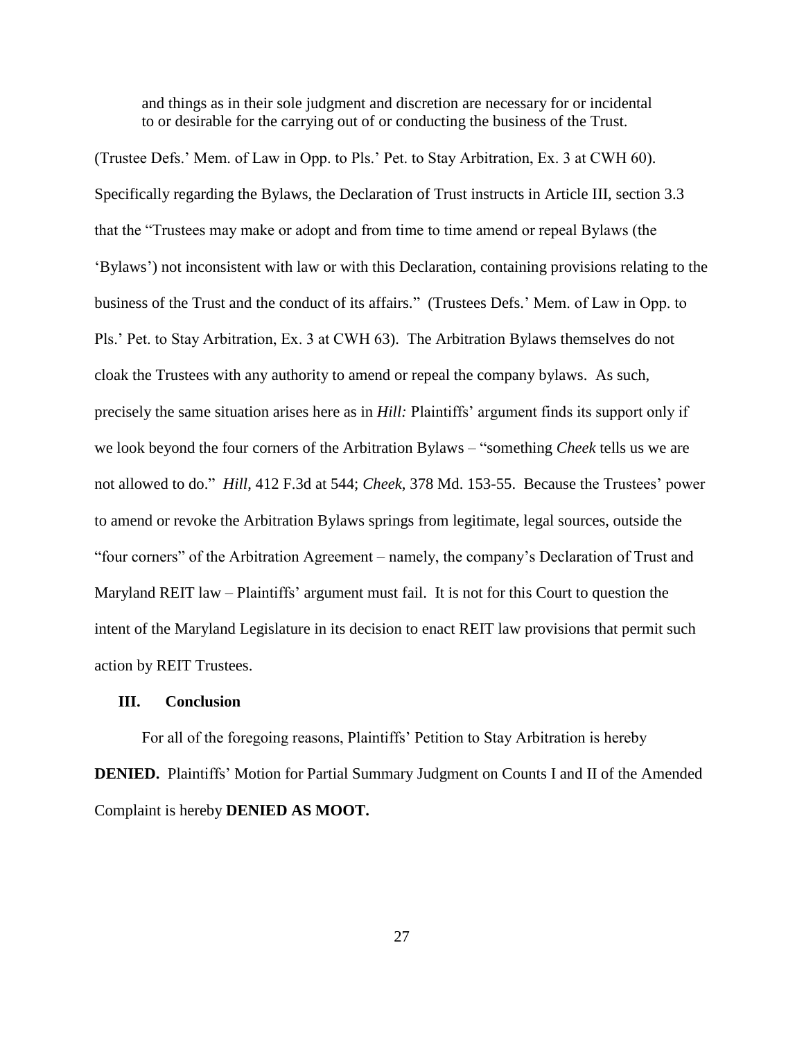> and things as in their sole judgment and discretion are necessary for or incidental to or desirable for the carrying out of or conducting the business of the Trust.

(Trustee Defs.' Mem. of Law in Opp. to Pls.' Pet. to Stay Arbitration, Ex. 3 at CWH 60). Specifically regarding the Bylaws, the Declaration of Trust instructs in Article III, section 3.3 that the "Trustees may make or adopt and from time to time amend or repeal Bylaws (the 'Bylaws') not inconsistent with law or with this Declaration, containing provisions relating to the business of the Trust and the conduct of its affairs." (Trustees Defs.' Mem. of Law in Opp. to Pls.' Pet. to Stay Arbitration, Ex. 3 at CWH 63). The Arbitration Bylaws themselves do not cloak the Trustees with any authority to amend or repeal the company bylaws. As such, precisely the same situation arises here as in *Hill:* Plaintiffs' argument finds its support only if we look beyond the four corners of the Arbitration Bylaws – "something *Cheek* tells us we are not allowed to do." *Hill*, 412 F.3d at 544; *Cheek*, 378 Md. 153-55. Because the Trustees' power to amend or revoke the Arbitration Bylaws springs from legitimate, legal sources, outside the "four corners" of the Arbitration Agreement – namely, the company's Declaration of Trust and Maryland REIT law – Plaintiffs' argument must fail. It is not for this Court to question the intent of the Maryland Legislature in its decision to enact REIT law provisions that permit such action by REIT Trustees.

## III. Conclusion

For all of the foregoing reasons, Plaintiffs' Petition to Stay Arbitration is hereby **DENIED.** Plaintiffs' Motion for Partial Summary Judgment on Counts I and II of the Amended Complaint is hereby **DENIED AS MOOT.**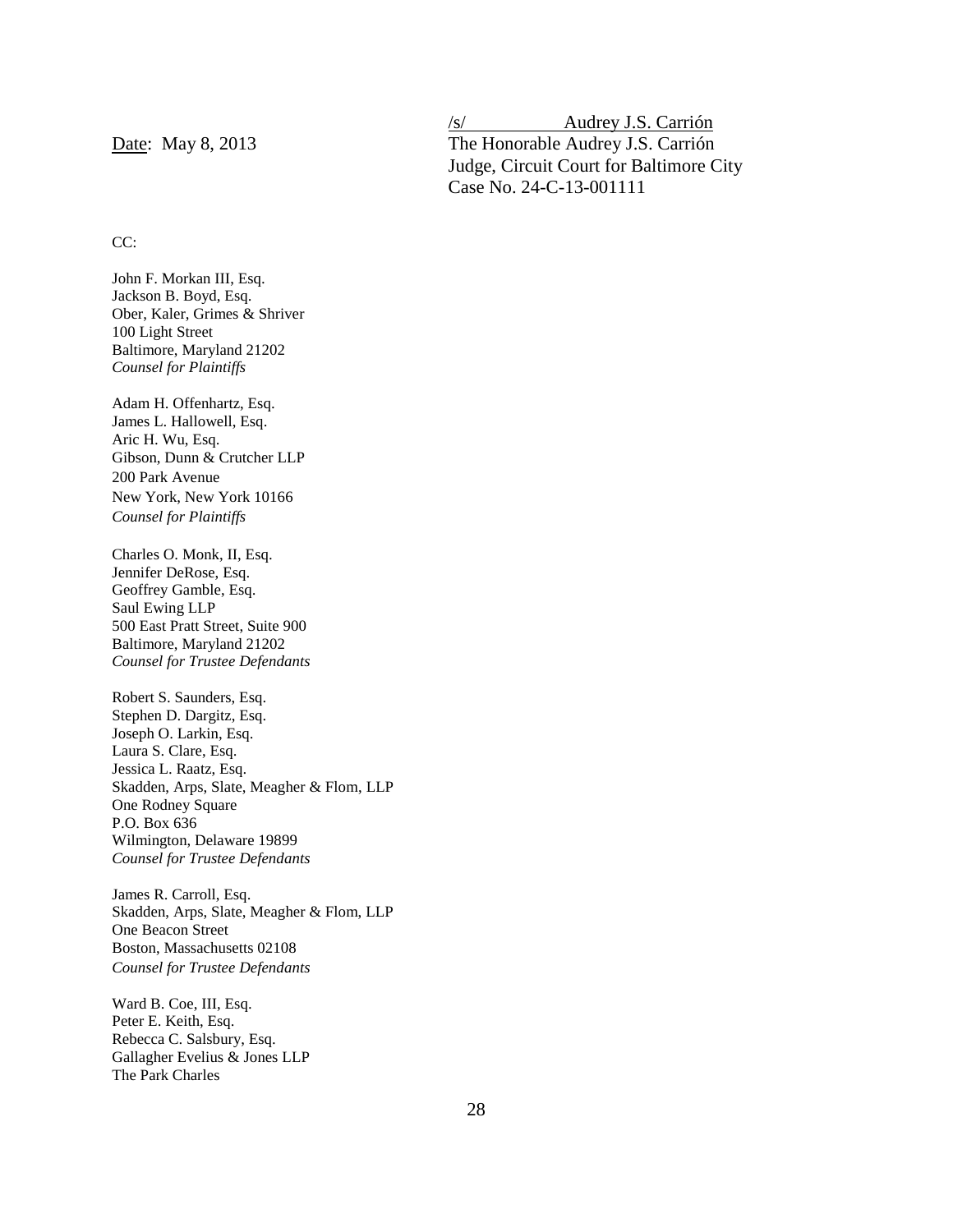/s/ Audrey J.S. Carrión

Date: May 8, 2013

The Honorable Audrey J.S. Carrión
Judge, Circuit Court for Baltimore City
Case No. 24-C-13-001111

CC:

John F. Morkan III, Esq.
Jackson B. Boyd, Esq.
Ober, Kaler, Grimes & Shriver
100 Light Street
Baltimore, Maryland 21202
*Counsel for Plaintiffs*

Adam H. Offenhartz, Esq.
James L. Hallowell, Esq.
Aric H. Wu, Esq.
Gibson, Dunn & Crutcher LLP
200 Park Avenue
New York, New York 10166
*Counsel for Plaintiffs*

Charles O. Monk, II, Esq.
Jennifer DeRose, Esq.
Geoffrey Gamble, Esq.
Saul Ewing LLP
500 East Pratt Street, Suite 900
Baltimore, Maryland 21202
*Counsel for Trustee Defendants*

Robert S. Saunders, Esq.
Stephen D. Dargitz, Esq.
Joseph O. Larkin, Esq.
Laura S. Clare, Esq.
Jessica L. Raatz, Esq.
Skadden, Arps, Slate, Meagher & Flom, LLP
One Rodney Square
P.O. Box 636
Wilmington, Delaware 19899
*Counsel for Trustee Defendants*

James R. Carroll, Esq.
Skadden, Arps, Slate, Meagher & Flom, LLP
One Beacon Street
Boston, Massachusetts 02108
*Counsel for Trustee Defendants*

Ward B. Coe, III, Esq.
Peter E. Keith, Esq.
Rebecca C. Salsbury, Esq.
Gallagher Evelius & Jones LLP
The Park Charles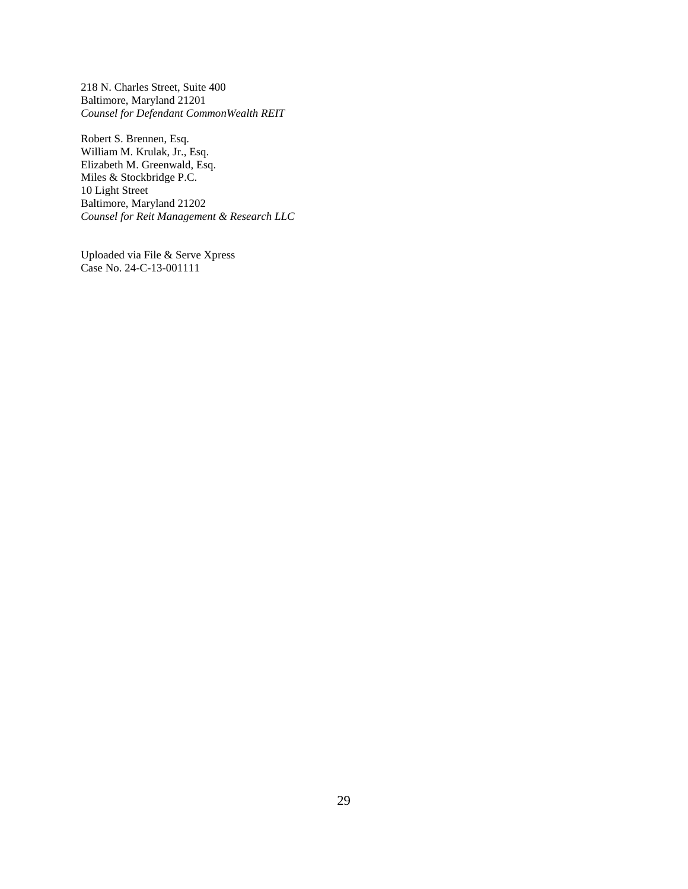218 N. Charles Street, Suite 400
Baltimore, Maryland 21201
*Counsel for Defendant CommonWealth REIT*

Robert S. Brennen, Esq.
William M. Krulak, Jr., Esq.
Elizabeth M. Greenwald, Esq.
Miles & Stockbridge P.C.
10 Light Street
Baltimore, Maryland 21202
*Counsel for Reit Management & Research LLC*

Uploaded via File & Serve Xpress
Case No. 24-C-13-001111